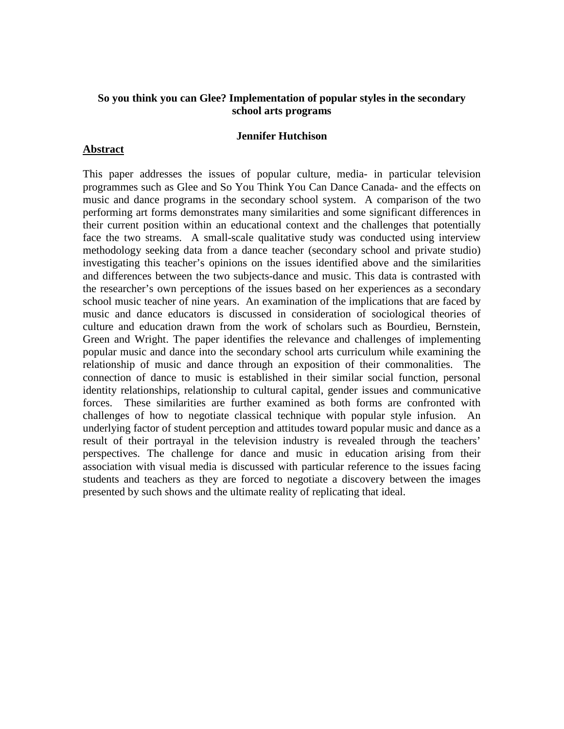**So you think you can Glee? Implementation of popular styles in the secondary school arts programs**

**Jennifer Hutchison**

## Abstract

This paper addresses the issues of popular culture, media- in particular television programmes such as Glee and So You Think You Can Dance Canada- and the effects on music and dance programs in the secondary school system. A comparison of the two performing art forms demonstrates many similarities and some significant differences in their current position within an educational context and the challenges that potentially face the two streams. A small-scale qualitative study was conducted using interview methodology seeking data from a dance teacher (secondary school and private studio) investigating this teacher's opinions on the issues identified above and the similarities and differences between the two subjects-dance and music. This data is contrasted with the researcher's own perceptions of the issues based on her experiences as a secondary school music teacher of nine years. An examination of the implications that are faced by music and dance educators is discussed in consideration of sociological theories of culture and education drawn from the work of scholars such as Bourdieu, Bernstein, Green and Wright. The paper identifies the relevance and challenges of implementing popular music and dance into the secondary school arts curriculum while examining the relationship of music and dance through an exposition of their commonalities. The connection of dance to music is established in their similar social function, personal identity relationships, relationship to cultural capital, gender issues and communicative forces. These similarities are further examined as both forms are confronted with challenges of how to negotiate classical technique with popular style infusion. An underlying factor of student perception and attitudes toward popular music and dance as a result of their portrayal in the television industry is revealed through the teachers' perspectives. The challenge for dance and music in education arising from their association with visual media is discussed with particular reference to the issues facing students and teachers as they are forced to negotiate a discovery between the images presented by such shows and the ultimate reality of replicating that ideal.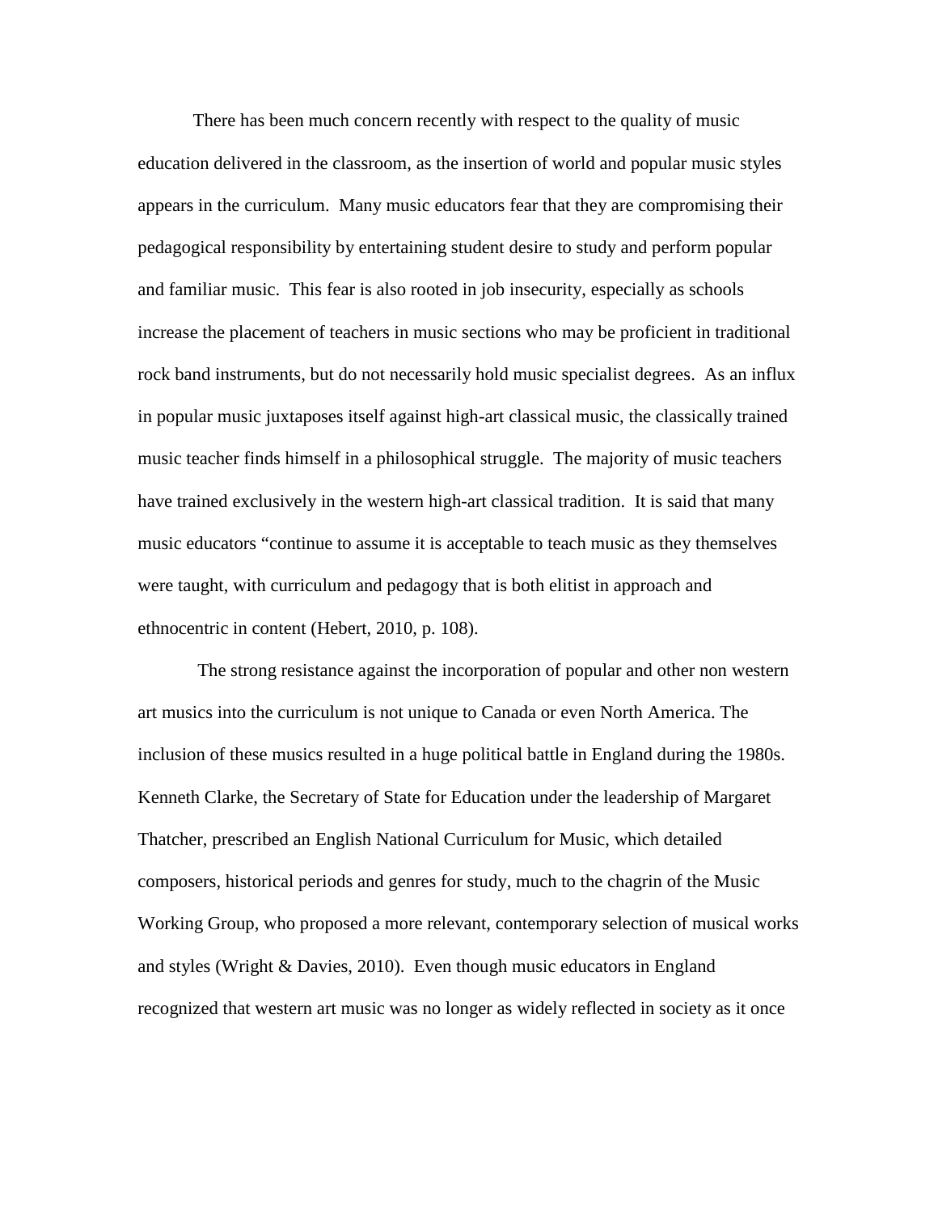There has been much concern recently with respect to the quality of music education delivered in the classroom, as the insertion of world and popular music styles appears in the curriculum. Many music educators fear that they are compromising their pedagogical responsibility by entertaining student desire to study and perform popular and familiar music. This fear is also rooted in job insecurity, especially as schools increase the placement of teachers in music sections who may be proficient in traditional rock band instruments, but do not necessarily hold music specialist degrees. As an influx in popular music juxtaposes itself against high-art classical music, the classically trained music teacher finds himself in a philosophical struggle. The majority of music teachers have trained exclusively in the western high-art classical tradition. It is said that many music educators "continue to assume it is acceptable to teach music as they themselves were taught, with curriculum and pedagogy that is both elitist in approach and ethnocentric in content (Hebert, 2010, p. 108).

The strong resistance against the incorporation of popular and other non western art musics into the curriculum is not unique to Canada or even North America. The inclusion of these musics resulted in a huge political battle in England during the 1980s. Kenneth Clarke, the Secretary of State for Education under the leadership of Margaret Thatcher, prescribed an English National Curriculum for Music, which detailed composers, historical periods and genres for study, much to the chagrin of the Music Working Group, who proposed a more relevant, contemporary selection of musical works and styles (Wright & Davies, 2010). Even though music educators in England recognized that western art music was no longer as widely reflected in society as it once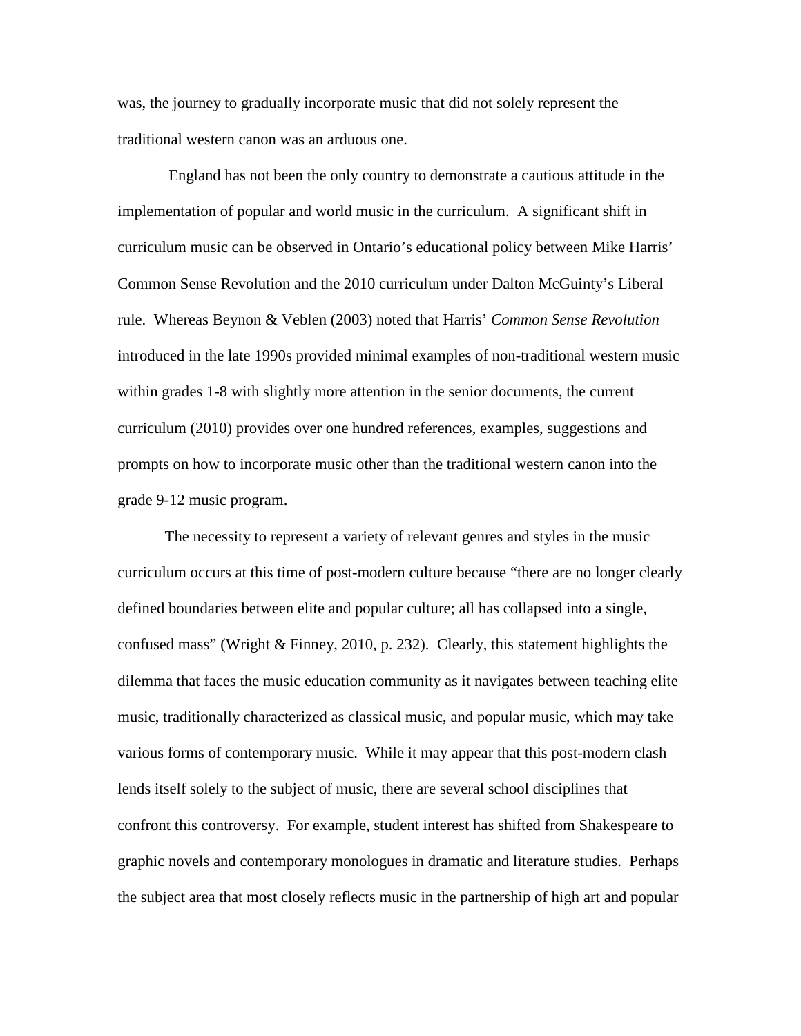was, the journey to gradually incorporate music that did not solely represent the traditional western canon was an arduous one.

England has not been the only country to demonstrate a cautious attitude in the implementation of popular and world music in the curriculum. A significant shift in curriculum music can be observed in Ontario's educational policy between Mike Harris' Common Sense Revolution and the 2010 curriculum under Dalton McGuinty's Liberal rule. Whereas Beynon & Veblen (2003) noted that Harris' *Common Sense Revolution* introduced in the late 1990s provided minimal examples of non-traditional western music within grades 1-8 with slightly more attention in the senior documents, the current curriculum (2010) provides over one hundred references, examples, suggestions and prompts on how to incorporate music other than the traditional western canon into the grade 9-12 music program.

The necessity to represent a variety of relevant genres and styles in the music curriculum occurs at this time of post-modern culture because "there are no longer clearly defined boundaries between elite and popular culture; all has collapsed into a single, confused mass" (Wright & Finney, 2010, p. 232). Clearly, this statement highlights the dilemma that faces the music education community as it navigates between teaching elite music, traditionally characterized as classical music, and popular music, which may take various forms of contemporary music. While it may appear that this post-modern clash lends itself solely to the subject of music, there are several school disciplines that confront this controversy. For example, student interest has shifted from Shakespeare to graphic novels and contemporary monologues in dramatic and literature studies. Perhaps the subject area that most closely reflects music in the partnership of high art and popular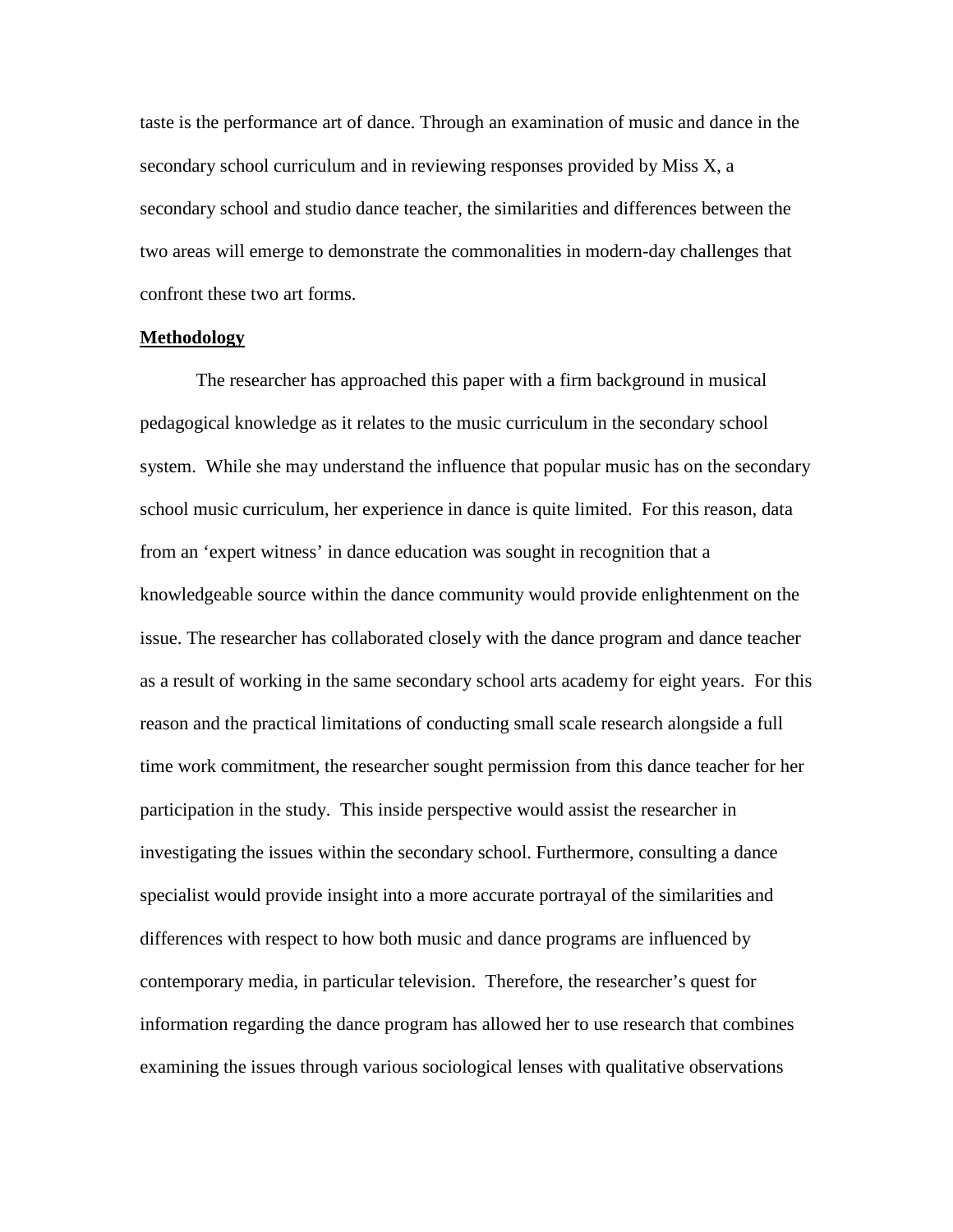taste is the performance art of dance. Through an examination of music and dance in the secondary school curriculum and in reviewing responses provided by Miss X, a secondary school and studio dance teacher, the similarities and differences between the two areas will emerge to demonstrate the commonalities in modern-day challenges that confront these two art forms.

## Methodology

The researcher has approached this paper with a firm background in musical pedagogical knowledge as it relates to the music curriculum in the secondary school system. While she may understand the influence that popular music has on the secondary school music curriculum, her experience in dance is quite limited. For this reason, data from an 'expert witness' in dance education was sought in recognition that a knowledgeable source within the dance community would provide enlightenment on the issue. The researcher has collaborated closely with the dance program and dance teacher as a result of working in the same secondary school arts academy for eight years. For this reason and the practical limitations of conducting small scale research alongside a full time work commitment, the researcher sought permission from this dance teacher for her participation in the study. This inside perspective would assist the researcher in investigating the issues within the secondary school. Furthermore, consulting a dance specialist would provide insight into a more accurate portrayal of the similarities and differences with respect to how both music and dance programs are influenced by contemporary media, in particular television. Therefore, the researcher's quest for information regarding the dance program has allowed her to use research that combines examining the issues through various sociological lenses with qualitative observations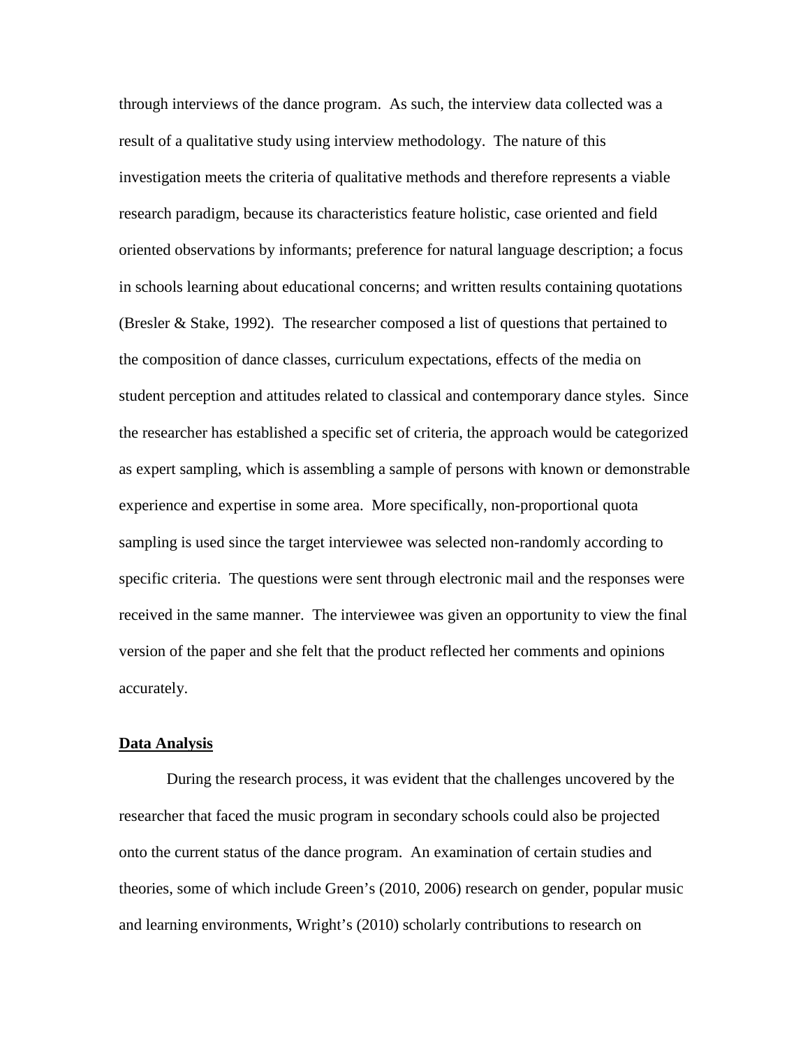through interviews of the dance program. As such, the interview data collected was a result of a qualitative study using interview methodology. The nature of this investigation meets the criteria of qualitative methods and therefore represents a viable research paradigm, because its characteristics feature holistic, case oriented and field oriented observations by informants; preference for natural language description; a focus in schools learning about educational concerns; and written results containing quotations (Bresler & Stake, 1992). The researcher composed a list of questions that pertained to the composition of dance classes, curriculum expectations, effects of the media on student perception and attitudes related to classical and contemporary dance styles. Since the researcher has established a specific set of criteria, the approach would be categorized as expert sampling, which is assembling a sample of persons with known or demonstrable experience and expertise in some area. More specifically, non-proportional quota sampling is used since the target interviewee was selected non-randomly according to specific criteria. The questions were sent through electronic mail and the responses were received in the same manner. The interviewee was given an opportunity to view the final version of the paper and she felt that the product reflected her comments and opinions accurately.

## **Data Analysis**

During the research process, it was evident that the challenges uncovered by the researcher that faced the music program in secondary schools could also be projected onto the current status of the dance program. An examination of certain studies and theories, some of which include Green's (2010, 2006) research on gender, popular music and learning environments, Wright's (2010) scholarly contributions to research on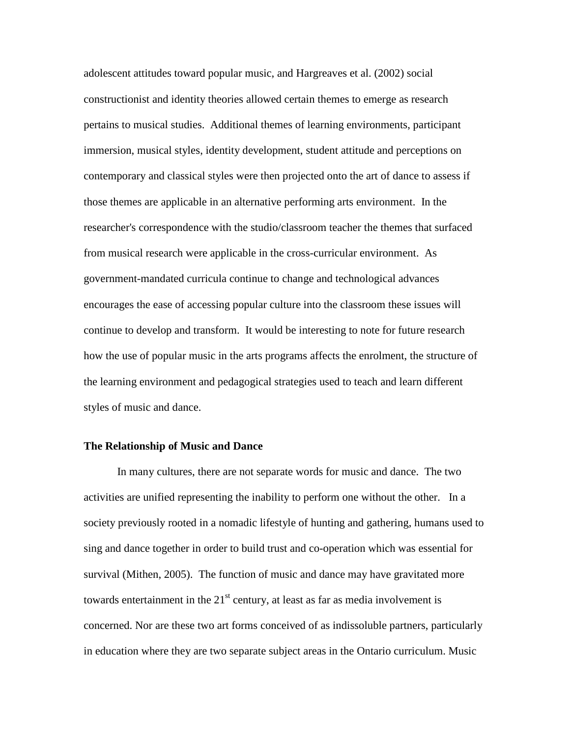adolescent attitudes toward popular music, and Hargreaves et al. (2002) social constructionist and identity theories allowed certain themes to emerge as research pertains to musical studies. Additional themes of learning environments, participant immersion, musical styles, identity development, student attitude and perceptions on contemporary and classical styles were then projected onto the art of dance to assess if those themes are applicable in an alternative performing arts environment. In the researcher's correspondence with the studio/classroom teacher the themes that surfaced from musical research were applicable in the cross-curricular environment. As government-mandated curricula continue to change and technological advances encourages the ease of accessing popular culture into the classroom these issues will continue to develop and transform. It would be interesting to note for future research how the use of popular music in the arts programs affects the enrolment, the structure of the learning environment and pedagogical strategies used to teach and learn different styles of music and dance.

**The Relationship of Music and Dance**

In many cultures, there are not separate words for music and dance. The two activities are unified representing the inability to perform one without the other. In a society previously rooted in a nomadic lifestyle of hunting and gathering, humans used to sing and dance together in order to build trust and co-operation which was essential for survival (Mithen, 2005). The function of music and dance may have gravitated more towards entertainment in the 21st century, at least as far as media involvement is concerned. Nor are these two art forms conceived of as indissoluble partners, particularly in education where they are two separate subject areas in the Ontario curriculum. Music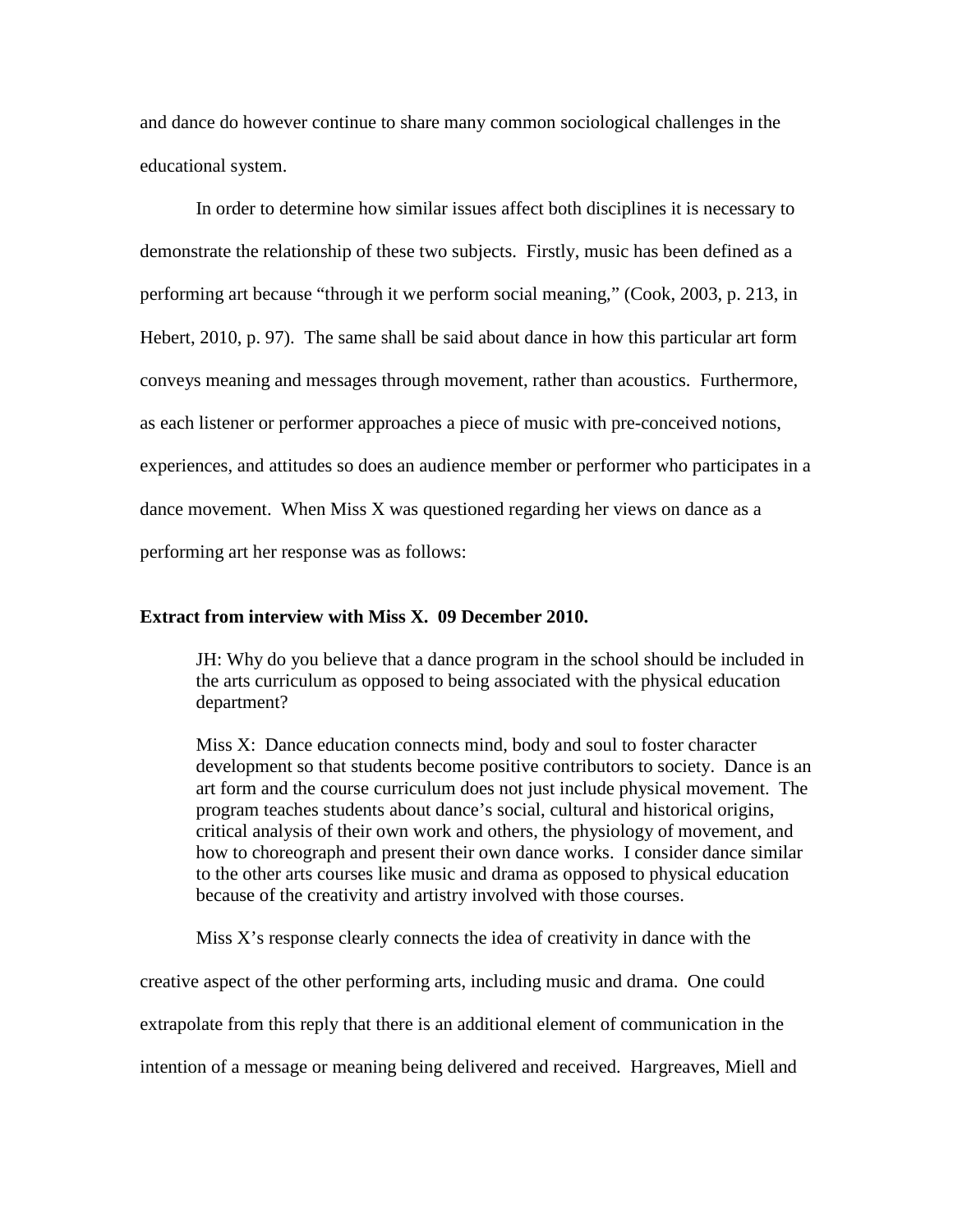and dance do however continue to share many common sociological challenges in the educational system.

In order to determine how similar issues affect both disciplines it is necessary to demonstrate the relationship of these two subjects. Firstly, music has been defined as a performing art because "through it we perform social meaning," (Cook, 2003, p. 213, in Hebert, 2010, p. 97). The same shall be said about dance in how this particular art form conveys meaning and messages through movement, rather than acoustics. Furthermore, as each listener or performer approaches a piece of music with pre-conceived notions, experiences, and attitudes so does an audience member or performer who participates in a dance movement. When Miss X was questioned regarding her views on dance as a performing art her response was as follows:

**Extract from interview with Miss X. 09 December 2010.**

> JH: Why do you believe that a dance program in the school should be included in the arts curriculum as opposed to being associated with the physical education department?
>
> Miss X: Dance education connects mind, body and soul to foster character development so that students become positive contributors to society. Dance is an art form and the course curriculum does not just include physical movement. The program teaches students about dance's social, cultural and historical origins, critical analysis of their own work and others, the physiology of movement, and how to choreograph and present their own dance works. I consider dance similar to the other arts courses like music and drama as opposed to physical education because of the creativity and artistry involved with those courses.

Miss X's response clearly connects the idea of creativity in dance with the creative aspect of the other performing arts, including music and drama. One could extrapolate from this reply that there is an additional element of communication in the intention of a message or meaning being delivered and received. Hargreaves, Miell and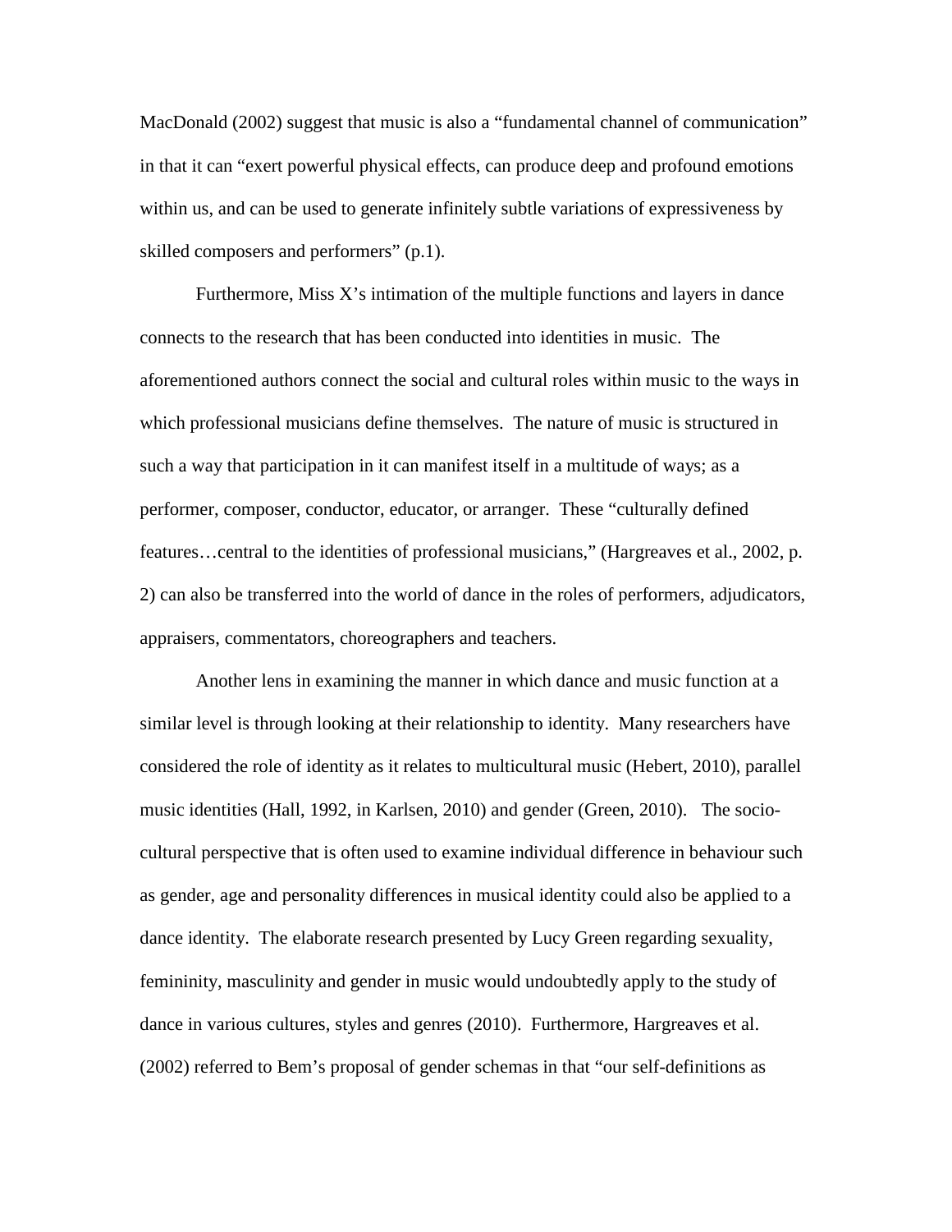MacDonald (2002) suggest that music is also a "fundamental channel of communication" in that it can "exert powerful physical effects, can produce deep and profound emotions within us, and can be used to generate infinitely subtle variations of expressiveness by skilled composers and performers" (p.1).

Furthermore, Miss X's intimation of the multiple functions and layers in dance connects to the research that has been conducted into identities in music. The aforementioned authors connect the social and cultural roles within music to the ways in which professional musicians define themselves. The nature of music is structured in such a way that participation in it can manifest itself in a multitude of ways; as a performer, composer, conductor, educator, or arranger. These "culturally defined features…central to the identities of professional musicians," (Hargreaves et al., 2002, p. 2) can also be transferred into the world of dance in the roles of performers, adjudicators, appraisers, commentators, choreographers and teachers.

Another lens in examining the manner in which dance and music function at a similar level is through looking at their relationship to identity. Many researchers have considered the role of identity as it relates to multicultural music (Hebert, 2010), parallel music identities (Hall, 1992, in Karlsen, 2010) and gender (Green, 2010). The socio-cultural perspective that is often used to examine individual difference in behaviour such as gender, age and personality differences in musical identity could also be applied to a dance identity. The elaborate research presented by Lucy Green regarding sexuality, femininity, masculinity and gender in music would undoubtedly apply to the study of dance in various cultures, styles and genres (2010). Furthermore, Hargreaves et al. (2002) referred to Bem's proposal of gender schemas in that "our self-definitions as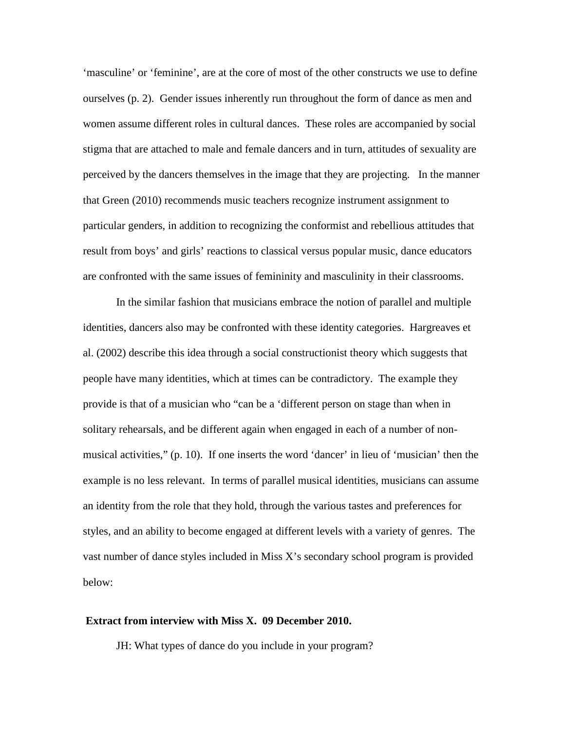'masculine' or 'feminine', are at the core of most of the other constructs we use to define ourselves (p. 2). Gender issues inherently run throughout the form of dance as men and women assume different roles in cultural dances. These roles are accompanied by social stigma that are attached to male and female dancers and in turn, attitudes of sexuality are perceived by the dancers themselves in the image that they are projecting. In the manner that Green (2010) recommends music teachers recognize instrument assignment to particular genders, in addition to recognizing the conformist and rebellious attitudes that result from boys' and girls' reactions to classical versus popular music, dance educators are confronted with the same issues of femininity and masculinity in their classrooms.

In the similar fashion that musicians embrace the notion of parallel and multiple identities, dancers also may be confronted with these identity categories. Hargreaves et al. (2002) describe this idea through a social constructionist theory which suggests that people have many identities, which at times can be contradictory. The example they provide is that of a musician who "can be a 'different person on stage than when in solitary rehearsals, and be different again when engaged in each of a number of non-musical activities," (p. 10). If one inserts the word 'dancer' in lieu of 'musician' then the example is no less relevant. In terms of parallel musical identities, musicians can assume an identity from the role that they hold, through the various tastes and preferences for styles, and an ability to become engaged at different levels with a variety of genres. The vast number of dance styles included in Miss X's secondary school program is provided below:

**Extract from interview with Miss X. 09 December 2010.**

JH: What types of dance do you include in your program?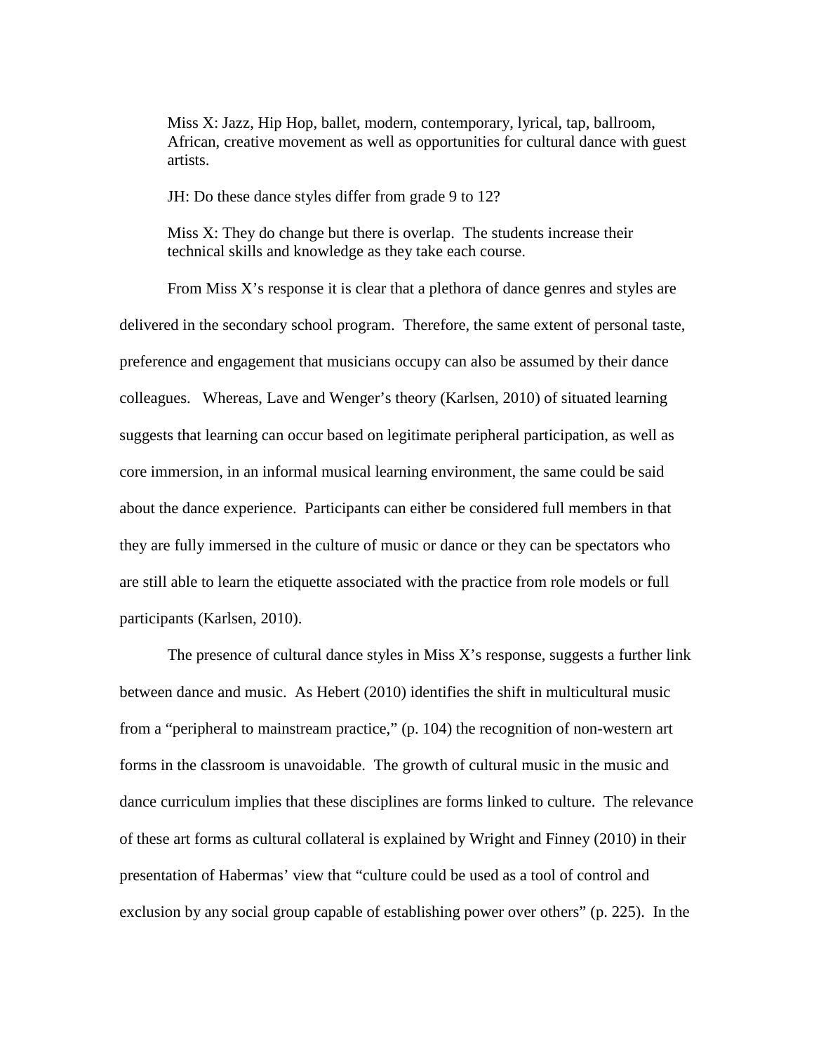Miss X: Jazz, Hip Hop, ballet, modern, contemporary, lyrical, tap, ballroom, African, creative movement as well as opportunities for cultural dance with guest artists.

JH: Do these dance styles differ from grade 9 to 12?

Miss X: They do change but there is overlap. The students increase their technical skills and knowledge as they take each course.

From Miss X's response it is clear that a plethora of dance genres and styles are delivered in the secondary school program. Therefore, the same extent of personal taste, preference and engagement that musicians occupy can also be assumed by their dance colleagues. Whereas, Lave and Wenger's theory (Karlsen, 2010) of situated learning suggests that learning can occur based on legitimate peripheral participation, as well as core immersion, in an informal musical learning environment, the same could be said about the dance experience. Participants can either be considered full members in that they are fully immersed in the culture of music or dance or they can be spectators who are still able to learn the etiquette associated with the practice from role models or full participants (Karlsen, 2010).

The presence of cultural dance styles in Miss X's response, suggests a further link between dance and music. As Hebert (2010) identifies the shift in multicultural music from a "peripheral to mainstream practice," (p. 104) the recognition of non-western art forms in the classroom is unavoidable. The growth of cultural music in the music and dance curriculum implies that these disciplines are forms linked to culture. The relevance of these art forms as cultural collateral is explained by Wright and Finney (2010) in their presentation of Habermas' view that "culture could be used as a tool of control and exclusion by any social group capable of establishing power over others" (p. 225). In the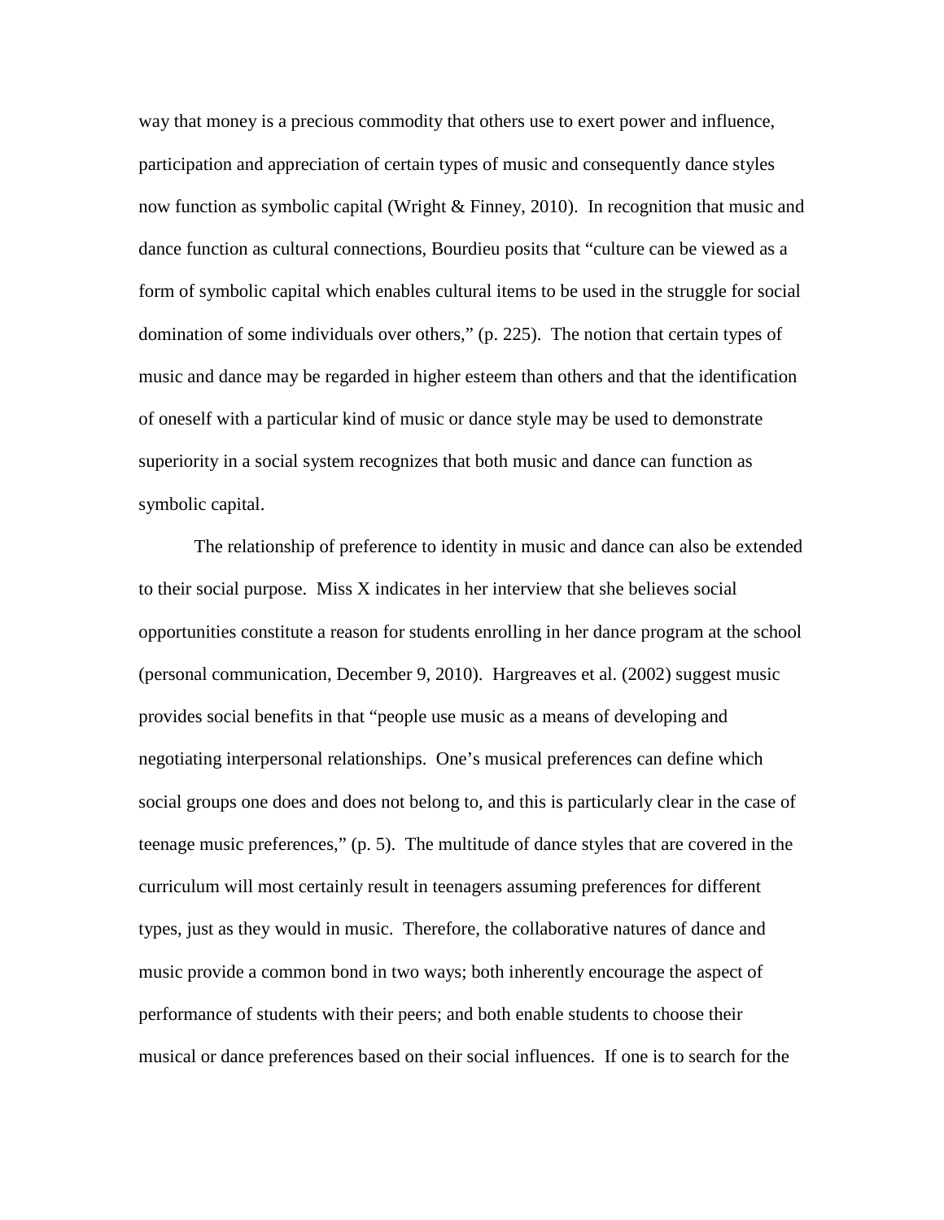way that money is a precious commodity that others use to exert power and influence, participation and appreciation of certain types of music and consequently dance styles now function as symbolic capital (Wright & Finney, 2010). In recognition that music and dance function as cultural connections, Bourdieu posits that "culture can be viewed as a form of symbolic capital which enables cultural items to be used in the struggle for social domination of some individuals over others," (p. 225). The notion that certain types of music and dance may be regarded in higher esteem than others and that the identification of oneself with a particular kind of music or dance style may be used to demonstrate superiority in a social system recognizes that both music and dance can function as symbolic capital.

The relationship of preference to identity in music and dance can also be extended to their social purpose. Miss X indicates in her interview that she believes social opportunities constitute a reason for students enrolling in her dance program at the school (personal communication, December 9, 2010). Hargreaves et al. (2002) suggest music provides social benefits in that "people use music as a means of developing and negotiating interpersonal relationships. One's musical preferences can define which social groups one does and does not belong to, and this is particularly clear in the case of teenage music preferences," (p. 5). The multitude of dance styles that are covered in the curriculum will most certainly result in teenagers assuming preferences for different types, just as they would in music. Therefore, the collaborative natures of dance and music provide a common bond in two ways; both inherently encourage the aspect of performance of students with their peers; and both enable students to choose their musical or dance preferences based on their social influences. If one is to search for the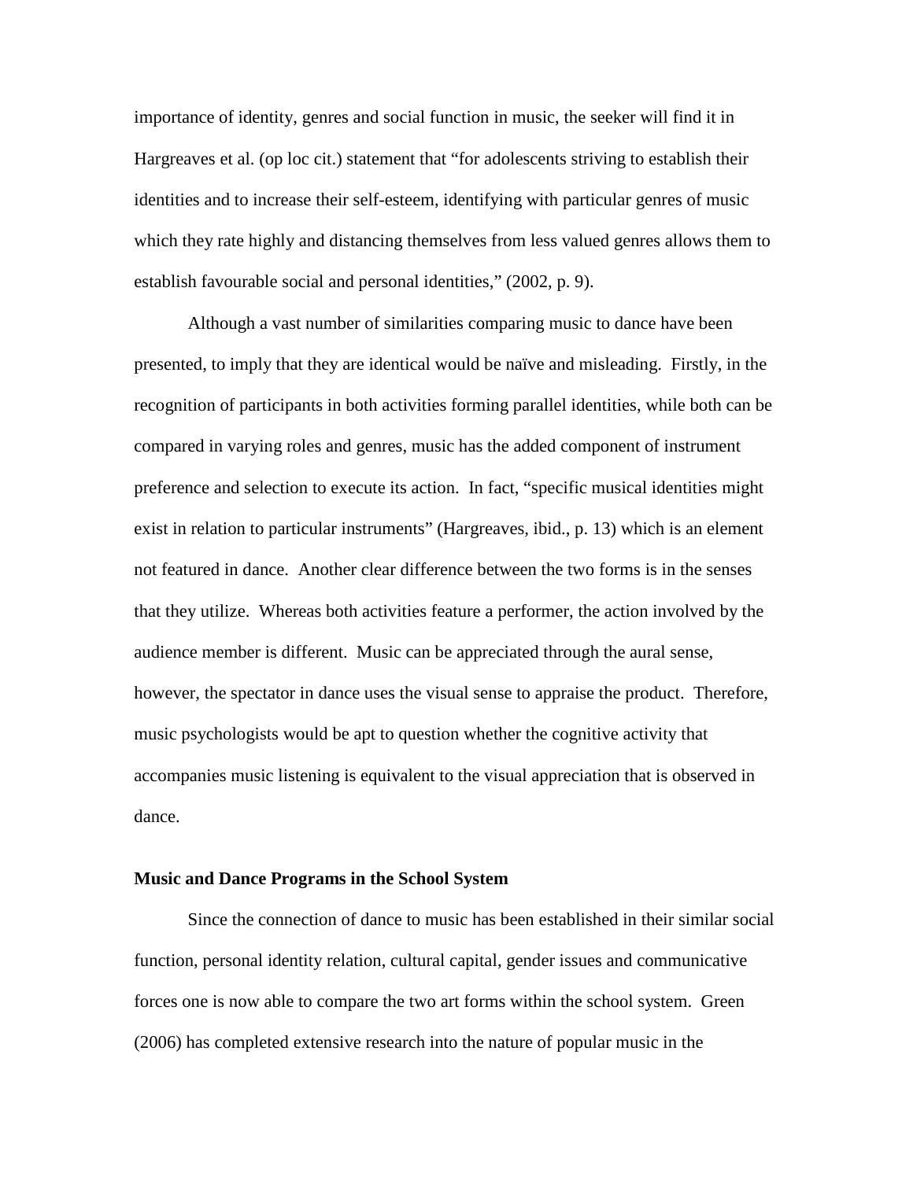importance of identity, genres and social function in music, the seeker will find it in Hargreaves et al. (op loc cit.) statement that "for adolescents striving to establish their identities and to increase their self-esteem, identifying with particular genres of music which they rate highly and distancing themselves from less valued genres allows them to establish favourable social and personal identities," (2002, p. 9).

Although a vast number of similarities comparing music to dance have been presented, to imply that they are identical would be naïve and misleading. Firstly, in the recognition of participants in both activities forming parallel identities, while both can be compared in varying roles and genres, music has the added component of instrument preference and selection to execute its action. In fact, "specific musical identities might exist in relation to particular instruments" (Hargreaves, ibid., p. 13) which is an element not featured in dance. Another clear difference between the two forms is in the senses that they utilize. Whereas both activities feature a performer, the action involved by the audience member is different. Music can be appreciated through the aural sense, however, the spectator in dance uses the visual sense to appraise the product. Therefore, music psychologists would be apt to question whether the cognitive activity that accompanies music listening is equivalent to the visual appreciation that is observed in dance.

**Music and Dance Programs in the School System**

Since the connection of dance to music has been established in their similar social function, personal identity relation, cultural capital, gender issues and communicative forces one is now able to compare the two art forms within the school system. Green (2006) has completed extensive research into the nature of popular music in the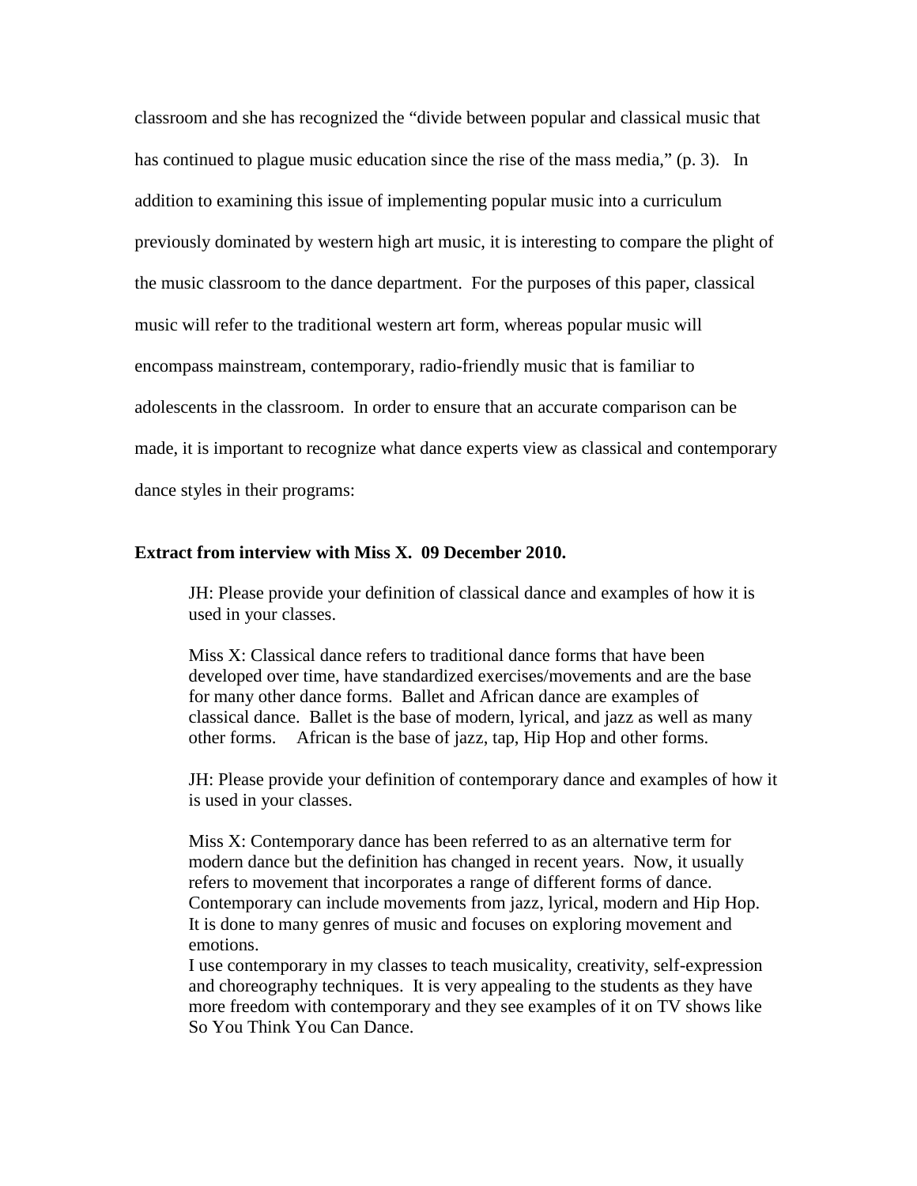classroom and she has recognized the "divide between popular and classical music that has continued to plague music education since the rise of the mass media," (p. 3). In addition to examining this issue of implementing popular music into a curriculum previously dominated by western high art music, it is interesting to compare the plight of the music classroom to the dance department. For the purposes of this paper, classical music will refer to the traditional western art form, whereas popular music will encompass mainstream, contemporary, radio-friendly music that is familiar to adolescents in the classroom. In order to ensure that an accurate comparison can be made, it is important to recognize what dance experts view as classical and contemporary dance styles in their programs:

**Extract from interview with Miss X. 09 December 2010.**

> JH: Please provide your definition of classical dance and examples of how it is used in your classes.
>
> Miss X: Classical dance refers to traditional dance forms that have been developed over time, have standardized exercises/movements and are the base for many other dance forms. Ballet and African dance are examples of classical dance. Ballet is the base of modern, lyrical, and jazz as well as many other forms. African is the base of jazz, tap, Hip Hop and other forms.
>
> JH: Please provide your definition of contemporary dance and examples of how it is used in your classes.
>
> Miss X: Contemporary dance has been referred to as an alternative term for modern dance but the definition has changed in recent years. Now, it usually refers to movement that incorporates a range of different forms of dance. Contemporary can include movements from jazz, lyrical, modern and Hip Hop. It is done to many genres of music and focuses on exploring movement and emotions.
> I use contemporary in my classes to teach musicality, creativity, self-expression and choreography techniques. It is very appealing to the students as they have more freedom with contemporary and they see examples of it on TV shows like So You Think You Can Dance.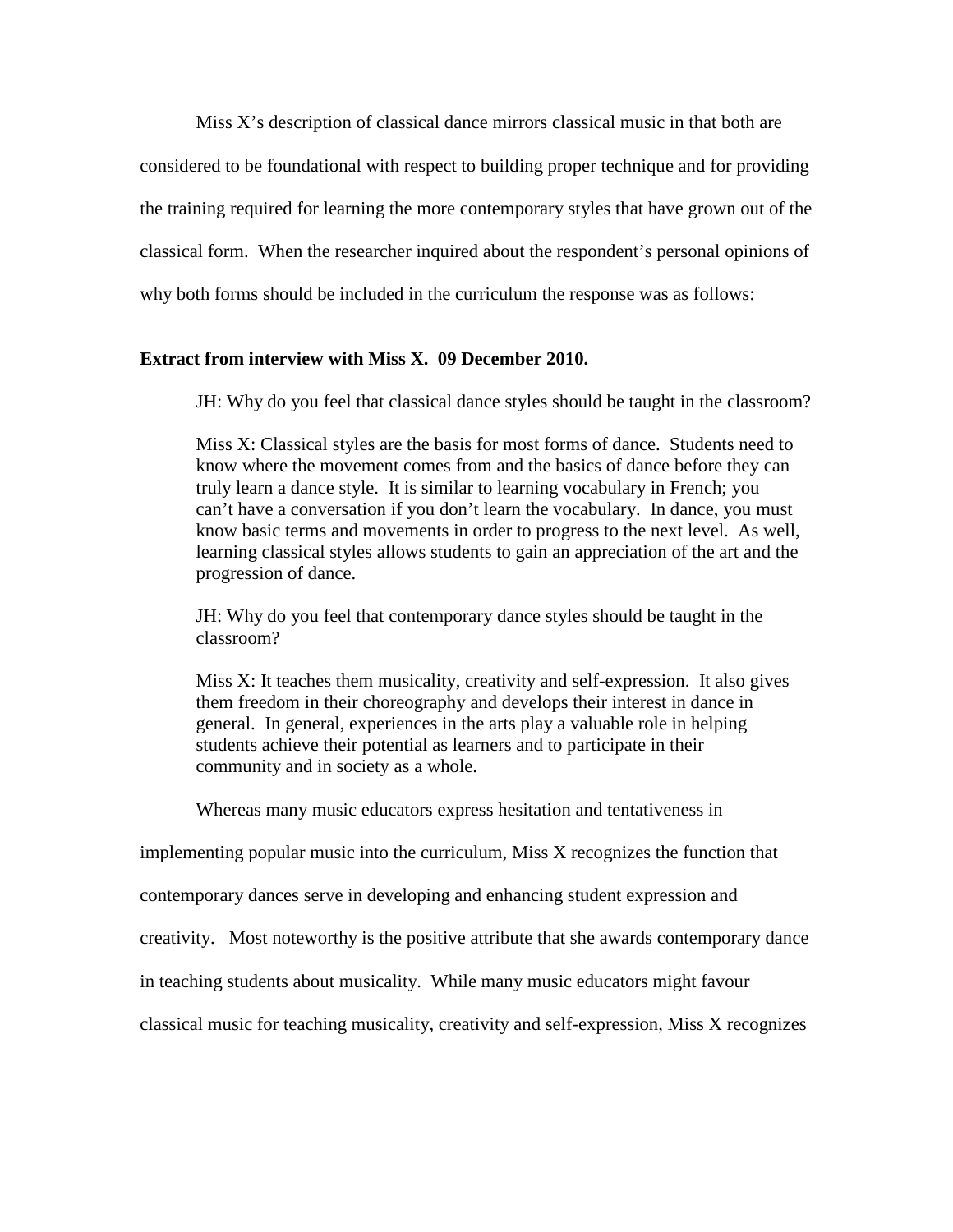Miss X's description of classical dance mirrors classical music in that both are considered to be foundational with respect to building proper technique and for providing the training required for learning the more contemporary styles that have grown out of the classical form. When the researcher inquired about the respondent's personal opinions of why both forms should be included in the curriculum the response was as follows:

**Extract from interview with Miss X. 09 December 2010.**

> JH: Why do you feel that classical dance styles should be taught in the classroom?
>
> Miss X: Classical styles are the basis for most forms of dance. Students need to know where the movement comes from and the basics of dance before they can truly learn a dance style. It is similar to learning vocabulary in French; you can't have a conversation if you don't learn the vocabulary. In dance, you must know basic terms and movements in order to progress to the next level. As well, learning classical styles allows students to gain an appreciation of the art and the progression of dance.
>
> JH: Why do you feel that contemporary dance styles should be taught in the classroom?
>
> Miss X: It teaches them musicality, creativity and self-expression. It also gives them freedom in their choreography and develops their interest in dance in general. In general, experiences in the arts play a valuable role in helping students achieve their potential as learners and to participate in their community and in society as a whole.

Whereas many music educators express hesitation and tentativeness in implementing popular music into the curriculum, Miss X recognizes the function that contemporary dances serve in developing and enhancing student expression and creativity. Most noteworthy is the positive attribute that she awards contemporary dance in teaching students about musicality. While many music educators might favour classical music for teaching musicality, creativity and self-expression, Miss X recognizes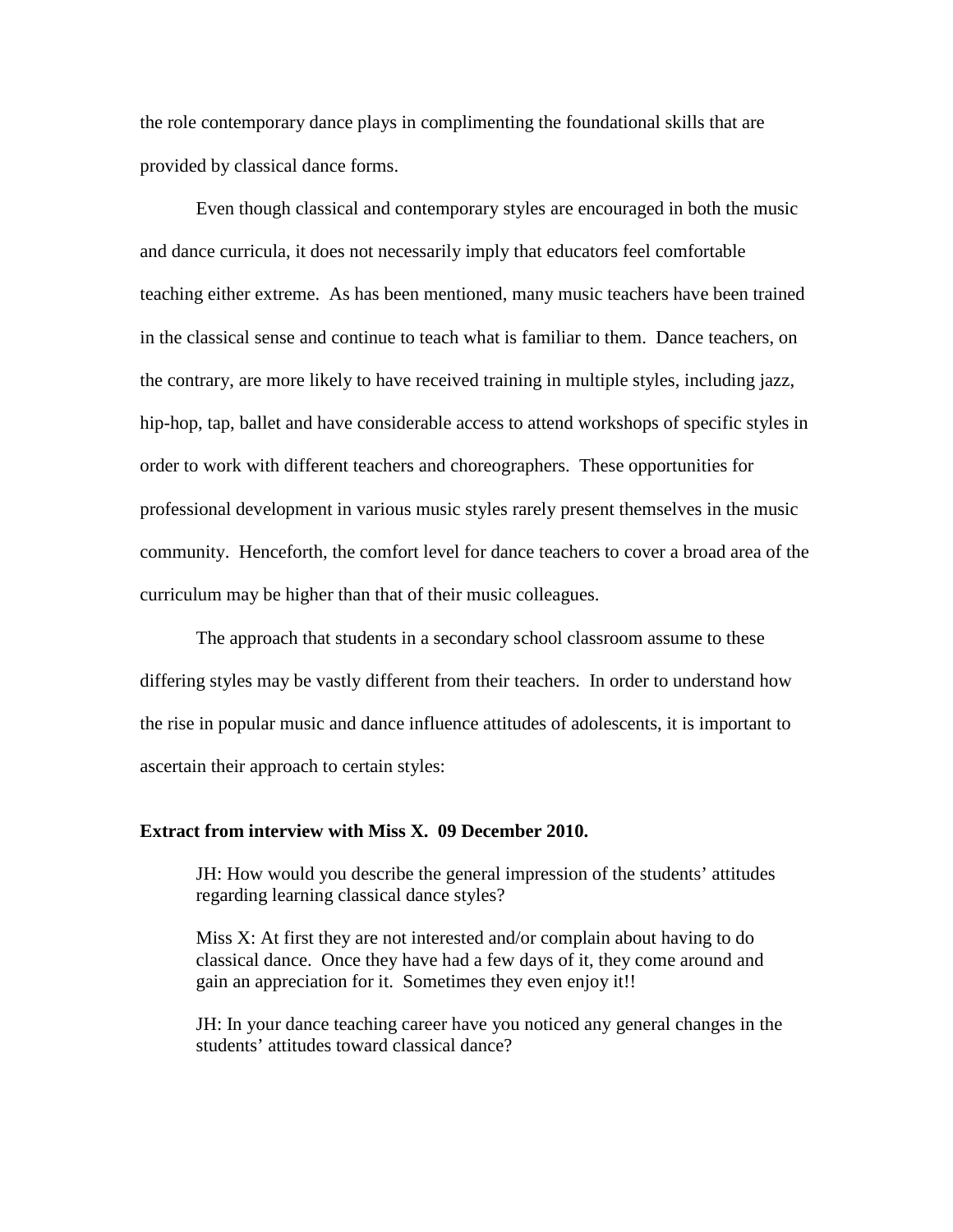the role contemporary dance plays in complimenting the foundational skills that are provided by classical dance forms.

Even though classical and contemporary styles are encouraged in both the music and dance curricula, it does not necessarily imply that educators feel comfortable teaching either extreme. As has been mentioned, many music teachers have been trained in the classical sense and continue to teach what is familiar to them. Dance teachers, on the contrary, are more likely to have received training in multiple styles, including jazz, hip-hop, tap, ballet and have considerable access to attend workshops of specific styles in order to work with different teachers and choreographers. These opportunities for professional development in various music styles rarely present themselves in the music community. Henceforth, the comfort level for dance teachers to cover a broad area of the curriculum may be higher than that of their music colleagues.

The approach that students in a secondary school classroom assume to these differing styles may be vastly different from their teachers. In order to understand how the rise in popular music and dance influence attitudes of adolescents, it is important to ascertain their approach to certain styles:

**Extract from interview with Miss X. 09 December 2010.**

> JH: How would you describe the general impression of the students' attitudes regarding learning classical dance styles?
>
> Miss X: At first they are not interested and/or complain about having to do classical dance. Once they have had a few days of it, they come around and gain an appreciation for it. Sometimes they even enjoy it!!
>
> JH: In your dance teaching career have you noticed any general changes in the students' attitudes toward classical dance?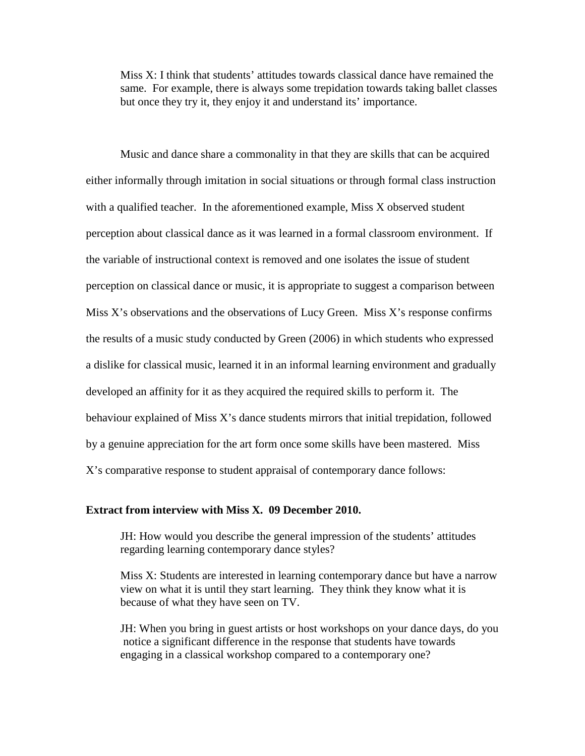> Miss X: I think that students' attitudes towards classical dance have remained the same. For example, there is always some trepidation towards taking ballet classes but once they try it, they enjoy it and understand its' importance.

Music and dance share a commonality in that they are skills that can be acquired either informally through imitation in social situations or through formal class instruction with a qualified teacher. In the aforementioned example, Miss X observed student perception about classical dance as it was learned in a formal classroom environment. If the variable of instructional context is removed and one isolates the issue of student perception on classical dance or music, it is appropriate to suggest a comparison between Miss X's observations and the observations of Lucy Green. Miss X's response confirms the results of a music study conducted by Green (2006) in which students who expressed a dislike for classical music, learned it in an informal learning environment and gradually developed an affinity for it as they acquired the required skills to perform it. The behaviour explained of Miss X's dance students mirrors that initial trepidation, followed by a genuine appreciation for the art form once some skills have been mastered. Miss X's comparative response to student appraisal of contemporary dance follows:

**Extract from interview with Miss X. 09 December 2010.**

> JH: How would you describe the general impression of the students' attitudes regarding learning contemporary dance styles?
>
> Miss X: Students are interested in learning contemporary dance but have a narrow view on what it is until they start learning. They think they know what it is because of what they have seen on TV.
>
> JH: When you bring in guest artists or host workshops on your dance days, do you notice a significant difference in the response that students have towards engaging in a classical workshop compared to a contemporary one?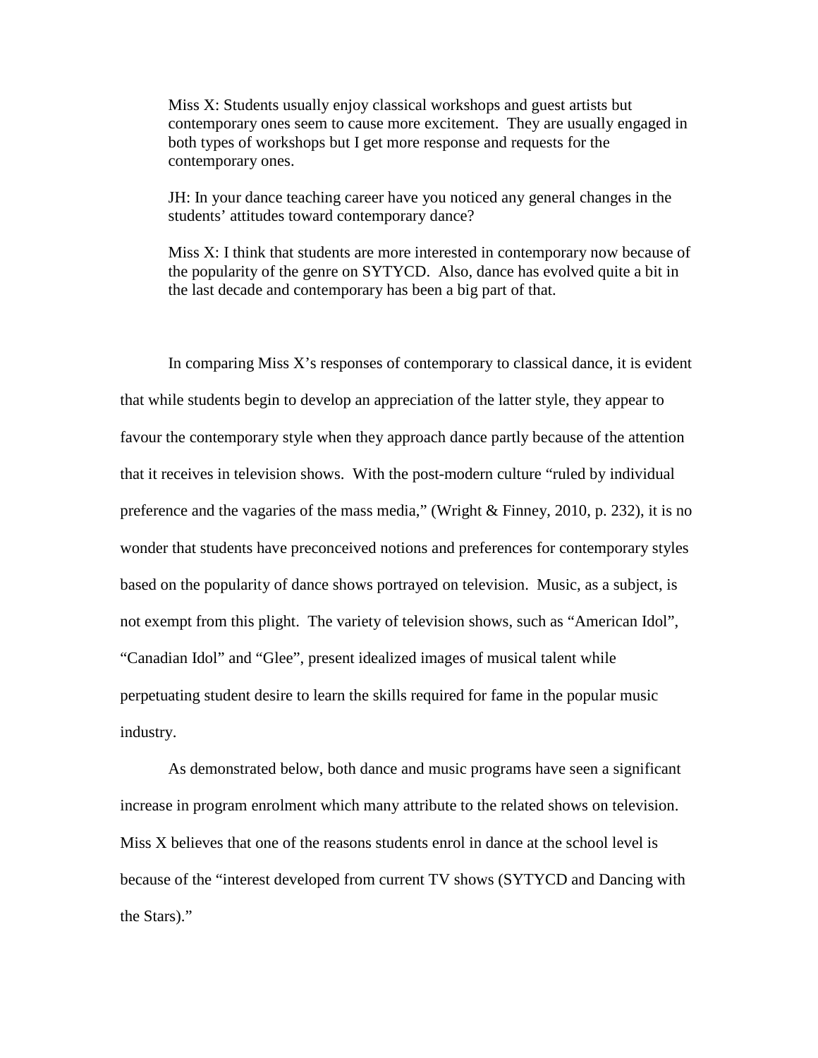> Miss X: Students usually enjoy classical workshops and guest artists but contemporary ones seem to cause more excitement. They are usually engaged in both types of workshops but I get more response and requests for the contemporary ones.
>
> JH: In your dance teaching career have you noticed any general changes in the students' attitudes toward contemporary dance?
>
> Miss X: I think that students are more interested in contemporary now because of the popularity of the genre on SYTYCD. Also, dance has evolved quite a bit in the last decade and contemporary has been a big part of that.

In comparing Miss X's responses of contemporary to classical dance, it is evident that while students begin to develop an appreciation of the latter style, they appear to favour the contemporary style when they approach dance partly because of the attention that it receives in television shows. With the post-modern culture "ruled by individual preference and the vagaries of the mass media," (Wright & Finney, 2010, p. 232), it is no wonder that students have preconceived notions and preferences for contemporary styles based on the popularity of dance shows portrayed on television. Music, as a subject, is not exempt from this plight. The variety of television shows, such as "American Idol", "Canadian Idol" and "Glee", present idealized images of musical talent while perpetuating student desire to learn the skills required for fame in the popular music industry.

As demonstrated below, both dance and music programs have seen a significant increase in program enrolment which many attribute to the related shows on television. Miss X believes that one of the reasons students enrol in dance at the school level is because of the "interest developed from current TV shows (SYTYCD and Dancing with the Stars)."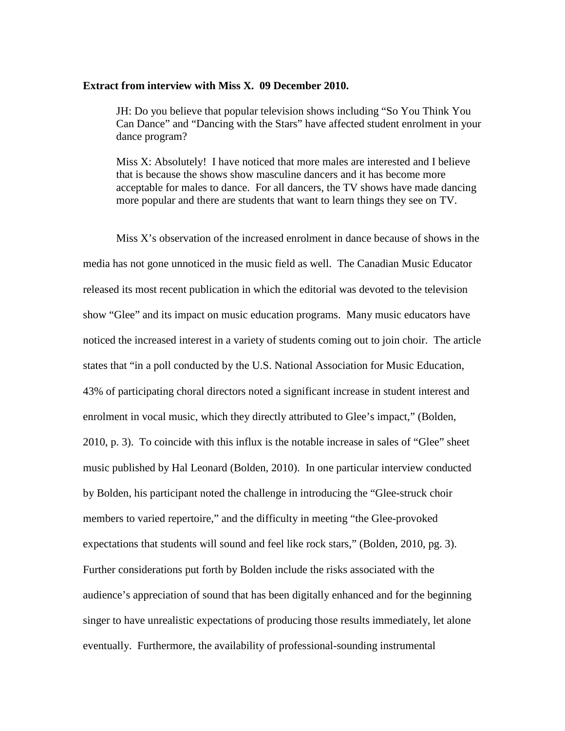**Extract from interview with Miss X. 09 December 2010.**

> JH: Do you believe that popular television shows including “So You Think You Can Dance” and “Dancing with the Stars” have affected student enrolment in your dance program?
>
> Miss X: Absolutely! I have noticed that more males are interested and I believe that is because the shows show masculine dancers and it has become more acceptable for males to dance. For all dancers, the TV shows have made dancing more popular and there are students that want to learn things they see on TV.

Miss X’s observation of the increased enrolment in dance because of shows in the media has not gone unnoticed in the music field as well. The Canadian Music Educator released its most recent publication in which the editorial was devoted to the television show “Glee” and its impact on music education programs. Many music educators have noticed the increased interest in a variety of students coming out to join choir. The article states that “in a poll conducted by the U.S. National Association for Music Education, 43% of participating choral directors noted a significant increase in student interest and enrolment in vocal music, which they directly attributed to Glee’s impact,” (Bolden, 2010, p. 3). To coincide with this influx is the notable increase in sales of “Glee” sheet music published by Hal Leonard (Bolden, 2010). In one particular interview conducted by Bolden, his participant noted the challenge in introducing the “Glee-struck choir members to varied repertoire,” and the difficulty in meeting “the Glee-provoked expectations that students will sound and feel like rock stars,” (Bolden, 2010, pg. 3). Further considerations put forth by Bolden include the risks associated with the audience’s appreciation of sound that has been digitally enhanced and for the beginning singer to have unrealistic expectations of producing those results immediately, let alone eventually. Furthermore, the availability of professional-sounding instrumental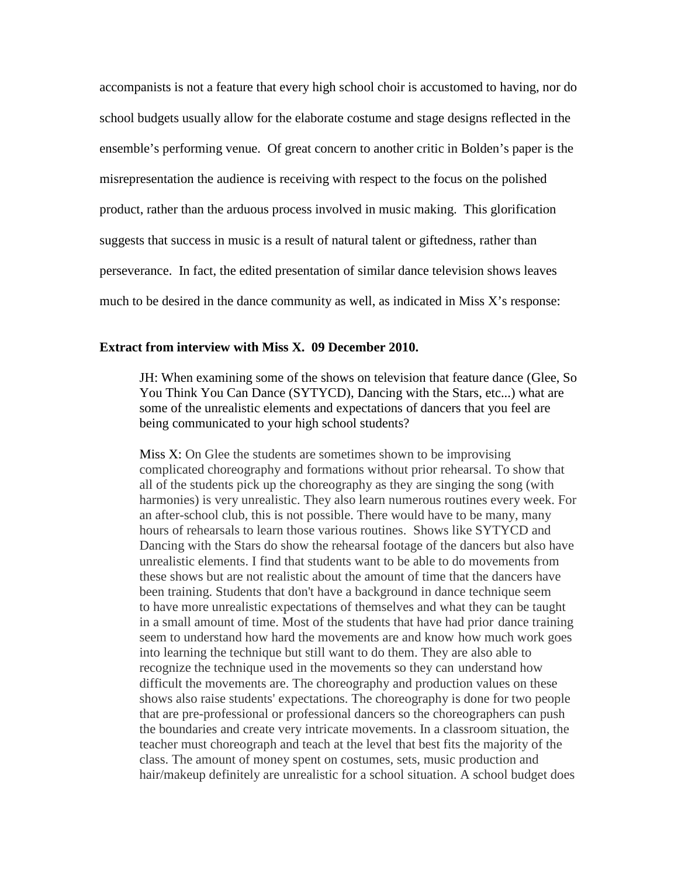accompanists is not a feature that every high school choir is accustomed to having, nor do school budgets usually allow for the elaborate costume and stage designs reflected in the ensemble's performing venue. Of great concern to another critic in Bolden's paper is the misrepresentation the audience is receiving with respect to the focus on the polished product, rather than the arduous process involved in music making. This glorification suggests that success in music is a result of natural talent or giftedness, rather than perseverance. In fact, the edited presentation of similar dance television shows leaves much to be desired in the dance community as well, as indicated in Miss X's response:

**Extract from interview with Miss X. 09 December 2010.**

> JH: When examining some of the shows on television that feature dance (Glee, So You Think You Can Dance (SYTYCD), Dancing with the Stars, etc...) what are some of the unrealistic elements and expectations of dancers that you feel are being communicated to your high school students?
>
> Miss X: On Glee the students are sometimes shown to be improvising complicated choreography and formations without prior rehearsal. To show that all of the students pick up the choreography as they are singing the song (with harmonies) is very unrealistic. They also learn numerous routines every week. For an after-school club, this is not possible. There would have to be many, many hours of rehearsals to learn those various routines. Shows like SYTYCD and Dancing with the Stars do show the rehearsal footage of the dancers but also have unrealistic elements. I find that students want to be able to do movements from these shows but are not realistic about the amount of time that the dancers have been training. Students that don't have a background in dance technique seem to have more unrealistic expectations of themselves and what they can be taught in a small amount of time. Most of the students that have had prior dance training seem to understand how hard the movements are and know how much work goes into learning the technique but still want to do them. They are also able to recognize the technique used in the movements so they can understand how difficult the movements are. The choreography and production values on these shows also raise students' expectations. The choreography is done for two people that are pre-professional or professional dancers so the choreographers can push the boundaries and create very intricate movements. In a classroom situation, the teacher must choreograph and teach at the level that best fits the majority of the class. The amount of money spent on costumes, sets, music production and hair/makeup definitely are unrealistic for a school situation. A school budget does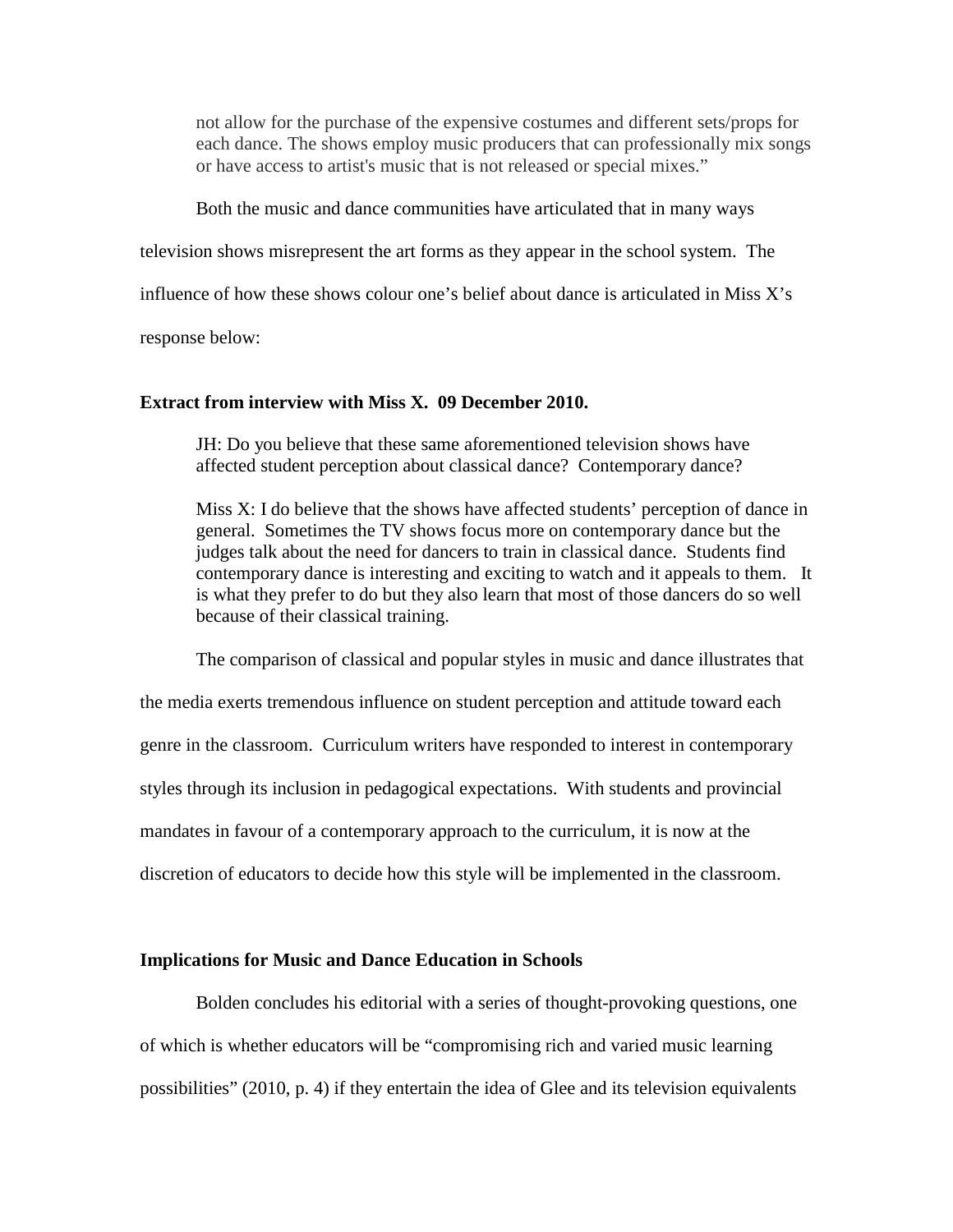> not allow for the purchase of the expensive costumes and different sets/props for each dance. The shows employ music producers that can professionally mix songs or have access to artist's music that is not released or special mixes."

Both the music and dance communities have articulated that in many ways television shows misrepresent the art forms as they appear in the school system. The influence of how these shows colour one's belief about dance is articulated in Miss X's response below:

**Extract from interview with Miss X. 09 December 2010.**

> JH: Do you believe that these same aforementioned television shows have affected student perception about classical dance? Contemporary dance?
>
> Miss X: I do believe that the shows have affected students' perception of dance in general. Sometimes the TV shows focus more on contemporary dance but the judges talk about the need for dancers to train in classical dance. Students find contemporary dance is interesting and exciting to watch and it appeals to them. It is what they prefer to do but they also learn that most of those dancers do so well because of their classical training.

The comparison of classical and popular styles in music and dance illustrates that the media exerts tremendous influence on student perception and attitude toward each genre in the classroom. Curriculum writers have responded to interest in contemporary styles through its inclusion in pedagogical expectations. With students and provincial mandates in favour of a contemporary approach to the curriculum, it is now at the discretion of educators to decide how this style will be implemented in the classroom.

**Implications for Music and Dance Education in Schools**

Bolden concludes his editorial with a series of thought-provoking questions, one of which is whether educators will be "compromising rich and varied music learning possibilities" (2010, p. 4) if they entertain the idea of Glee and its television equivalents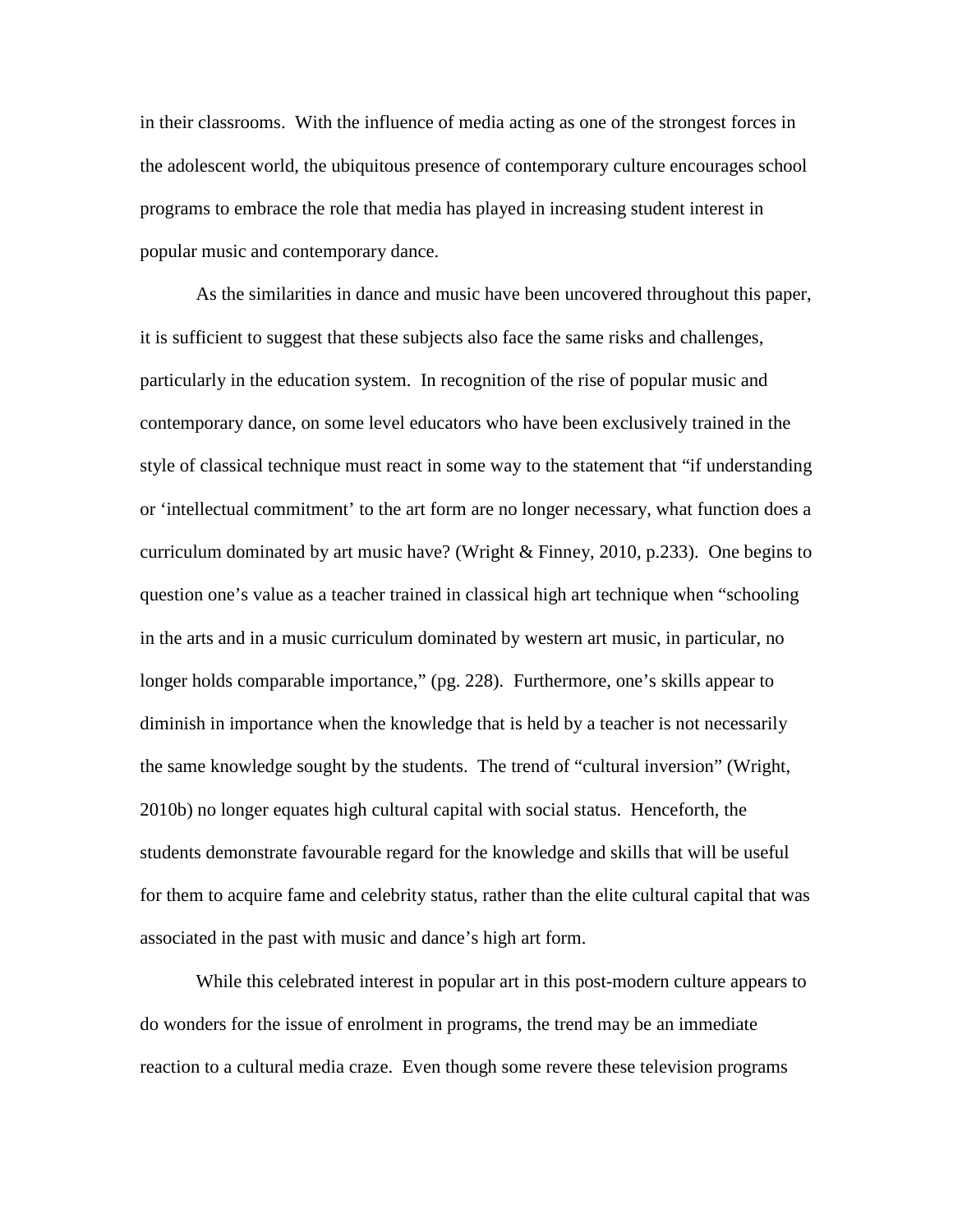in their classrooms. With the influence of media acting as one of the strongest forces in the adolescent world, the ubiquitous presence of contemporary culture encourages school programs to embrace the role that media has played in increasing student interest in popular music and contemporary dance.

As the similarities in dance and music have been uncovered throughout this paper, it is sufficient to suggest that these subjects also face the same risks and challenges, particularly in the education system. In recognition of the rise of popular music and contemporary dance, on some level educators who have been exclusively trained in the style of classical technique must react in some way to the statement that "if understanding or 'intellectual commitment' to the art form are no longer necessary, what function does a curriculum dominated by art music have? (Wright & Finney, 2010, p.233). One begins to question one's value as a teacher trained in classical high art technique when "schooling in the arts and in a music curriculum dominated by western art music, in particular, no longer holds comparable importance," (pg. 228). Furthermore, one's skills appear to diminish in importance when the knowledge that is held by a teacher is not necessarily the same knowledge sought by the students. The trend of "cultural inversion" (Wright, 2010b) no longer equates high cultural capital with social status. Henceforth, the students demonstrate favourable regard for the knowledge and skills that will be useful for them to acquire fame and celebrity status, rather than the elite cultural capital that was associated in the past with music and dance's high art form.

While this celebrated interest in popular art in this post-modern culture appears to do wonders for the issue of enrolment in programs, the trend may be an immediate reaction to a cultural media craze. Even though some revere these television programs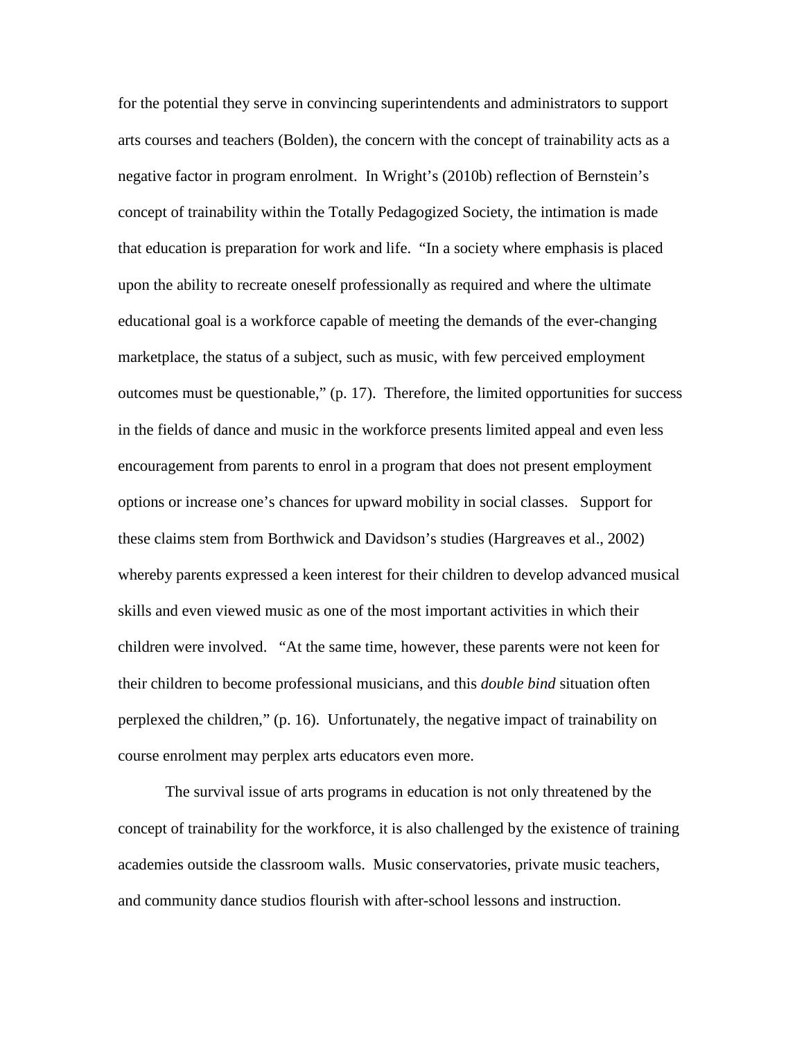for the potential they serve in convincing superintendents and administrators to support arts courses and teachers (Bolden), the concern with the concept of trainability acts as a negative factor in program enrolment. In Wright's (2010b) reflection of Bernstein's concept of trainability within the Totally Pedagogized Society, the intimation is made that education is preparation for work and life. "In a society where emphasis is placed upon the ability to recreate oneself professionally as required and where the ultimate educational goal is a workforce capable of meeting the demands of the ever-changing marketplace, the status of a subject, such as music, with few perceived employment outcomes must be questionable," (p. 17). Therefore, the limited opportunities for success in the fields of dance and music in the workforce presents limited appeal and even less encouragement from parents to enrol in a program that does not present employment options or increase one's chances for upward mobility in social classes. Support for these claims stem from Borthwick and Davidson's studies (Hargreaves et al., 2002) whereby parents expressed a keen interest for their children to develop advanced musical skills and even viewed music as one of the most important activities in which their children were involved. "At the same time, however, these parents were not keen for their children to become professional musicians, and this *double bind* situation often perplexed the children," (p. 16). Unfortunately, the negative impact of trainability on course enrolment may perplex arts educators even more.

The survival issue of arts programs in education is not only threatened by the concept of trainability for the workforce, it is also challenged by the existence of training academies outside the classroom walls. Music conservatories, private music teachers, and community dance studios flourish with after-school lessons and instruction.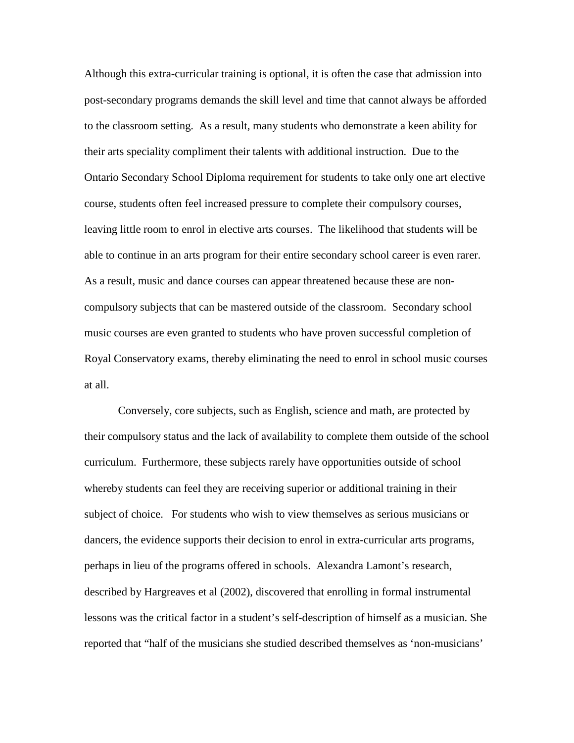Although this extra-curricular training is optional, it is often the case that admission into post-secondary programs demands the skill level and time that cannot always be afforded to the classroom setting. As a result, many students who demonstrate a keen ability for their arts speciality compliment their talents with additional instruction. Due to the Ontario Secondary School Diploma requirement for students to take only one art elective course, students often feel increased pressure to complete their compulsory courses, leaving little room to enrol in elective arts courses. The likelihood that students will be able to continue in an arts program for their entire secondary school career is even rarer. As a result, music and dance courses can appear threatened because these are non-compulsory subjects that can be mastered outside of the classroom. Secondary school music courses are even granted to students who have proven successful completion of Royal Conservatory exams, thereby eliminating the need to enrol in school music courses at all.

Conversely, core subjects, such as English, science and math, are protected by their compulsory status and the lack of availability to complete them outside of the school curriculum. Furthermore, these subjects rarely have opportunities outside of school whereby students can feel they are receiving superior or additional training in their subject of choice. For students who wish to view themselves as serious musicians or dancers, the evidence supports their decision to enrol in extra-curricular arts programs, perhaps in lieu of the programs offered in schools. Alexandra Lamont's research, described by Hargreaves et al (2002), discovered that enrolling in formal instrumental lessons was the critical factor in a student's self-description of himself as a musician. She reported that "half of the musicians she studied described themselves as 'non-musicians'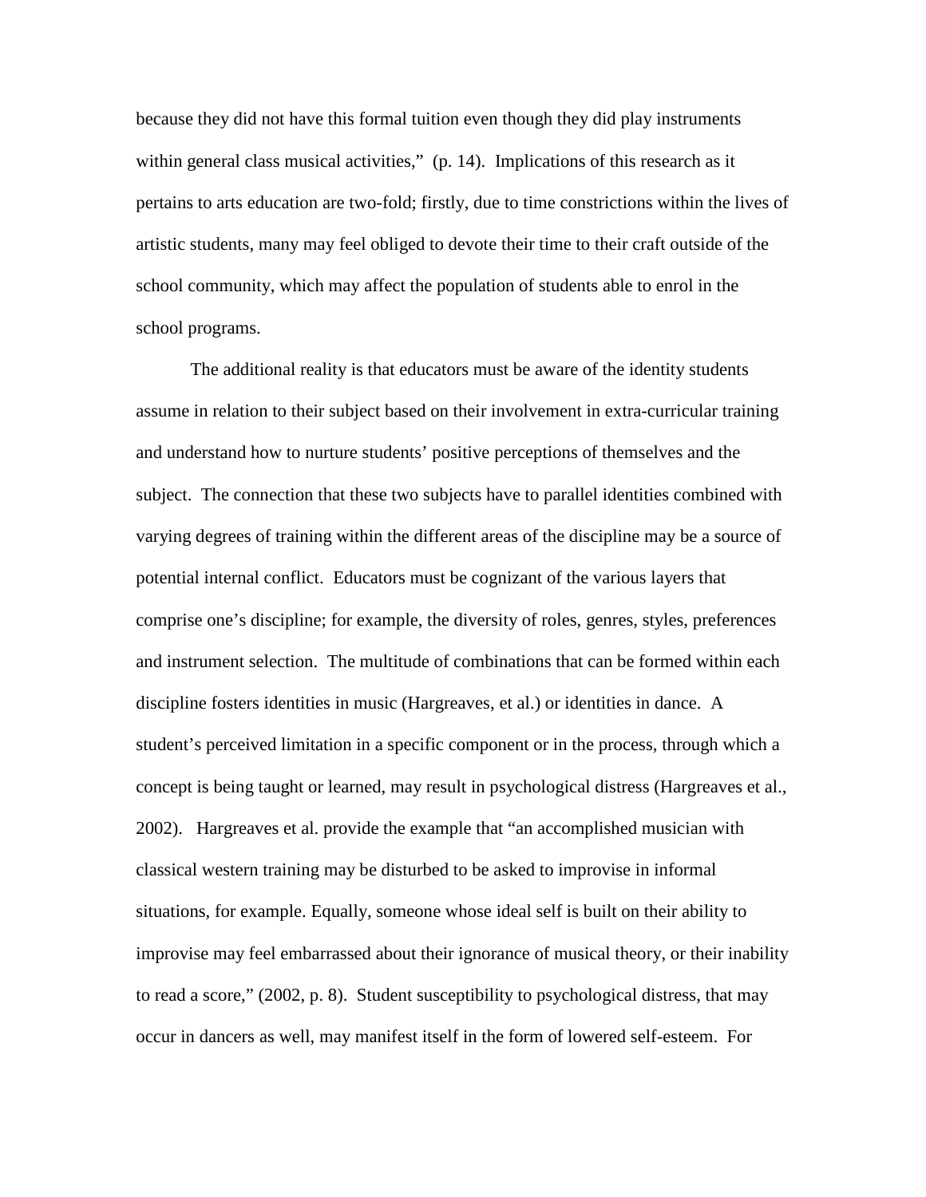because they did not have this formal tuition even though they did play instruments within general class musical activities," (p. 14). Implications of this research as it pertains to arts education are two-fold; firstly, due to time constrictions within the lives of artistic students, many may feel obliged to devote their time to their craft outside of the school community, which may affect the population of students able to enrol in the school programs.

The additional reality is that educators must be aware of the identity students assume in relation to their subject based on their involvement in extra-curricular training and understand how to nurture students' positive perceptions of themselves and the subject. The connection that these two subjects have to parallel identities combined with varying degrees of training within the different areas of the discipline may be a source of potential internal conflict. Educators must be cognizant of the various layers that comprise one's discipline; for example, the diversity of roles, genres, styles, preferences and instrument selection. The multitude of combinations that can be formed within each discipline fosters identities in music (Hargreaves, et al.) or identities in dance. A student's perceived limitation in a specific component or in the process, through which a concept is being taught or learned, may result in psychological distress (Hargreaves et al., 2002). Hargreaves et al. provide the example that "an accomplished musician with classical western training may be disturbed to be asked to improvise in informal situations, for example. Equally, someone whose ideal self is built on their ability to improvise may feel embarrassed about their ignorance of musical theory, or their inability to read a score," (2002, p. 8). Student susceptibility to psychological distress, that may occur in dancers as well, may manifest itself in the form of lowered self-esteem. For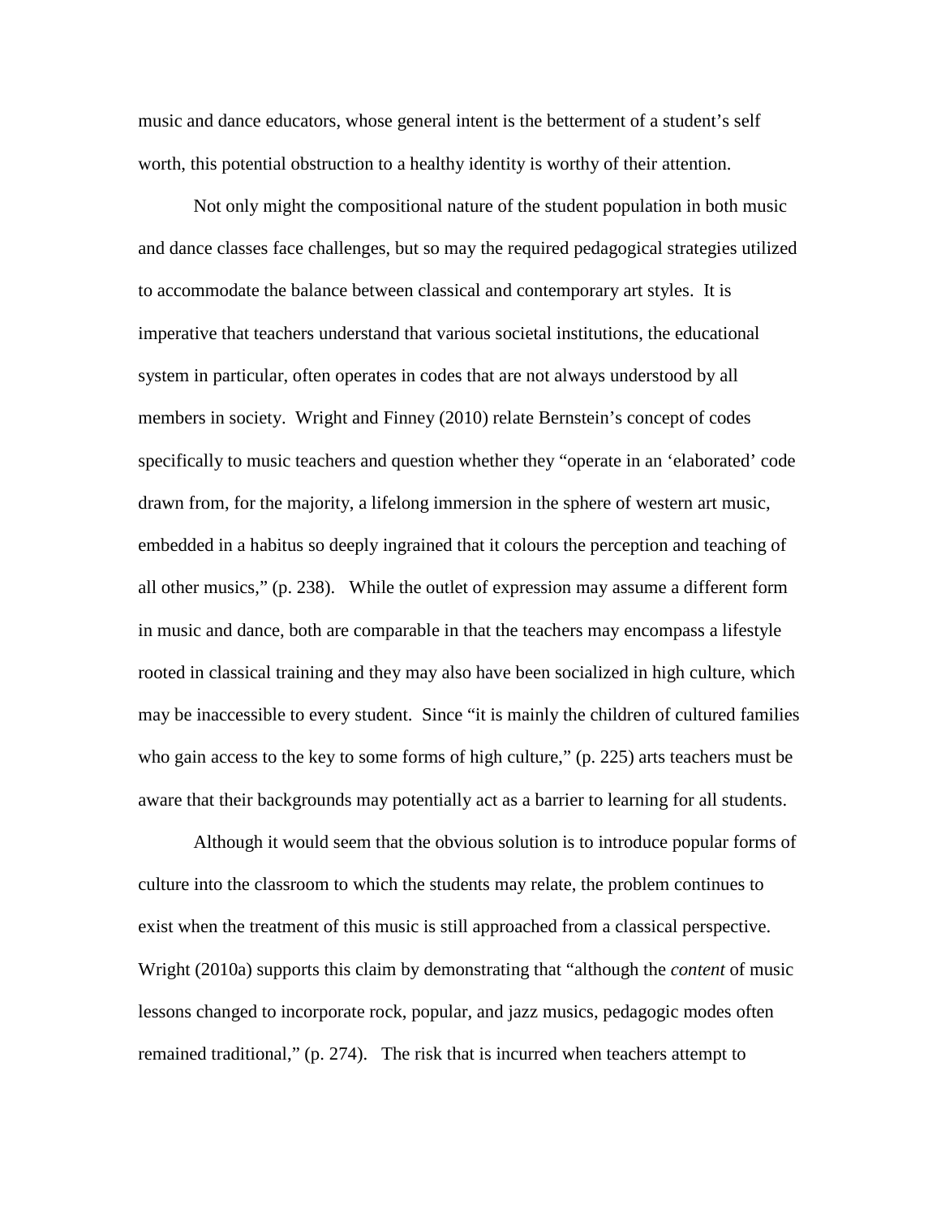music and dance educators, whose general intent is the betterment of a student's self worth, this potential obstruction to a healthy identity is worthy of their attention.

Not only might the compositional nature of the student population in both music and dance classes face challenges, but so may the required pedagogical strategies utilized to accommodate the balance between classical and contemporary art styles. It is imperative that teachers understand that various societal institutions, the educational system in particular, often operates in codes that are not always understood by all members in society. Wright and Finney (2010) relate Bernstein's concept of codes specifically to music teachers and question whether they "operate in an 'elaborated' code drawn from, for the majority, a lifelong immersion in the sphere of western art music, embedded in a habitus so deeply ingrained that it colours the perception and teaching of all other musics," (p. 238). While the outlet of expression may assume a different form in music and dance, both are comparable in that the teachers may encompass a lifestyle rooted in classical training and they may also have been socialized in high culture, which may be inaccessible to every student. Since "it is mainly the children of cultured families who gain access to the key to some forms of high culture," (p. 225) arts teachers must be aware that their backgrounds may potentially act as a barrier to learning for all students.

Although it would seem that the obvious solution is to introduce popular forms of culture into the classroom to which the students may relate, the problem continues to exist when the treatment of this music is still approached from a classical perspective. Wright (2010a) supports this claim by demonstrating that "although the *content* of music lessons changed to incorporate rock, popular, and jazz musics, pedagogic modes often remained traditional," (p. 274). The risk that is incurred when teachers attempt to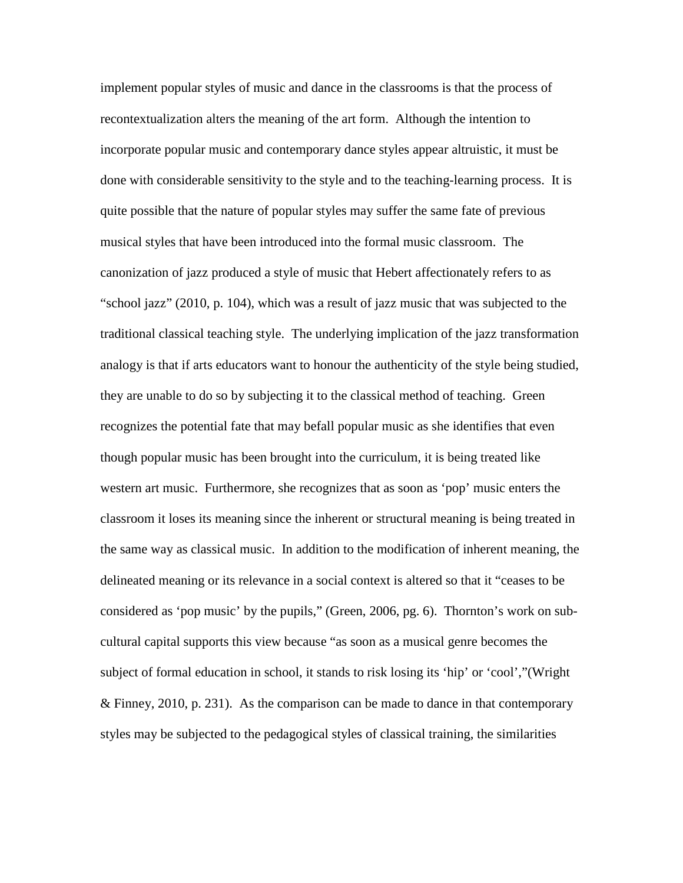implement popular styles of music and dance in the classrooms is that the process of recontextualization alters the meaning of the art form. Although the intention to incorporate popular music and contemporary dance styles appear altruistic, it must be done with considerable sensitivity to the style and to the teaching-learning process. It is quite possible that the nature of popular styles may suffer the same fate of previous musical styles that have been introduced into the formal music classroom. The canonization of jazz produced a style of music that Hebert affectionately refers to as "school jazz" (2010, p. 104), which was a result of jazz music that was subjected to the traditional classical teaching style. The underlying implication of the jazz transformation analogy is that if arts educators want to honour the authenticity of the style being studied, they are unable to do so by subjecting it to the classical method of teaching. Green recognizes the potential fate that may befall popular music as she identifies that even though popular music has been brought into the curriculum, it is being treated like western art music. Furthermore, she recognizes that as soon as 'pop' music enters the classroom it loses its meaning since the inherent or structural meaning is being treated in the same way as classical music. In addition to the modification of inherent meaning, the delineated meaning or its relevance in a social context is altered so that it "ceases to be considered as 'pop music' by the pupils," (Green, 2006, pg. 6). Thornton's work on sub-cultural capital supports this view because "as soon as a musical genre becomes the subject of formal education in school, it stands to risk losing its 'hip' or 'cool',"(Wright & Finney, 2010, p. 231). As the comparison can be made to dance in that contemporary styles may be subjected to the pedagogical styles of classical training, the similarities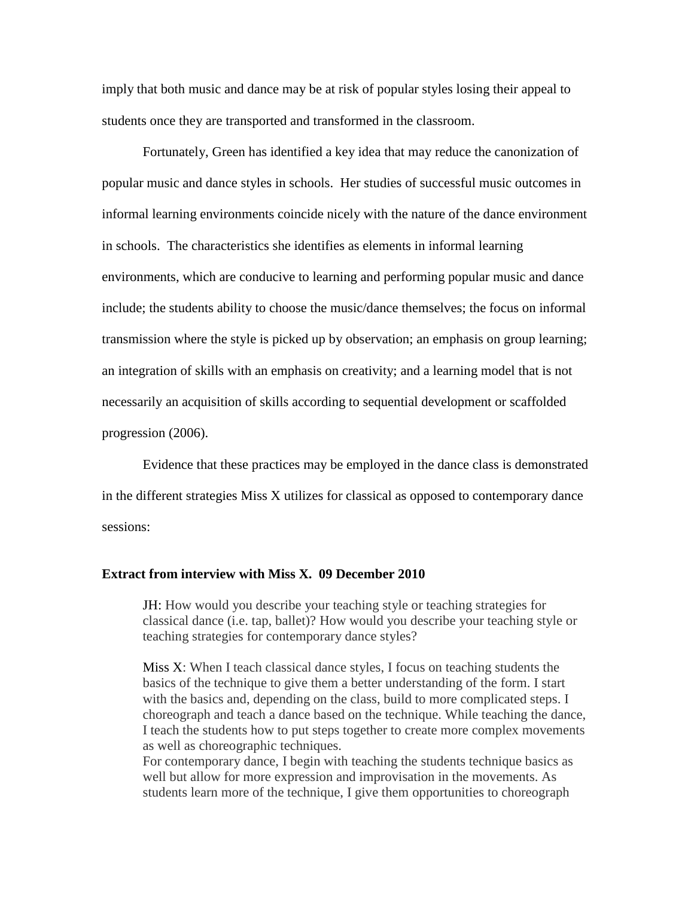imply that both music and dance may be at risk of popular styles losing their appeal to students once they are transported and transformed in the classroom.

Fortunately, Green has identified a key idea that may reduce the canonization of popular music and dance styles in schools. Her studies of successful music outcomes in informal learning environments coincide nicely with the nature of the dance environment in schools. The characteristics she identifies as elements in informal learning environments, which are conducive to learning and performing popular music and dance include; the students ability to choose the music/dance themselves; the focus on informal transmission where the style is picked up by observation; an emphasis on group learning; an integration of skills with an emphasis on creativity; and a learning model that is not necessarily an acquisition of skills according to sequential development or scaffolded progression (2006).

Evidence that these practices may be employed in the dance class is demonstrated in the different strategies Miss X utilizes for classical as opposed to contemporary dance sessions:

**Extract from interview with Miss X. 09 December 2010**

> JH: How would you describe your teaching style or teaching strategies for classical dance (i.e. tap, ballet)? How would you describe your teaching style or teaching strategies for contemporary dance styles?
>
> Miss X: When I teach classical dance styles, I focus on teaching students the basics of the technique to give them a better understanding of the form. I start with the basics and, depending on the class, build to more complicated steps. I choreograph and teach a dance based on the technique. While teaching the dance, I teach the students how to put steps together to create more complex movements as well as choreographic techniques.
> For contemporary dance, I begin with teaching the students technique basics as well but allow for more expression and improvisation in the movements. As students learn more of the technique, I give them opportunities to choreograph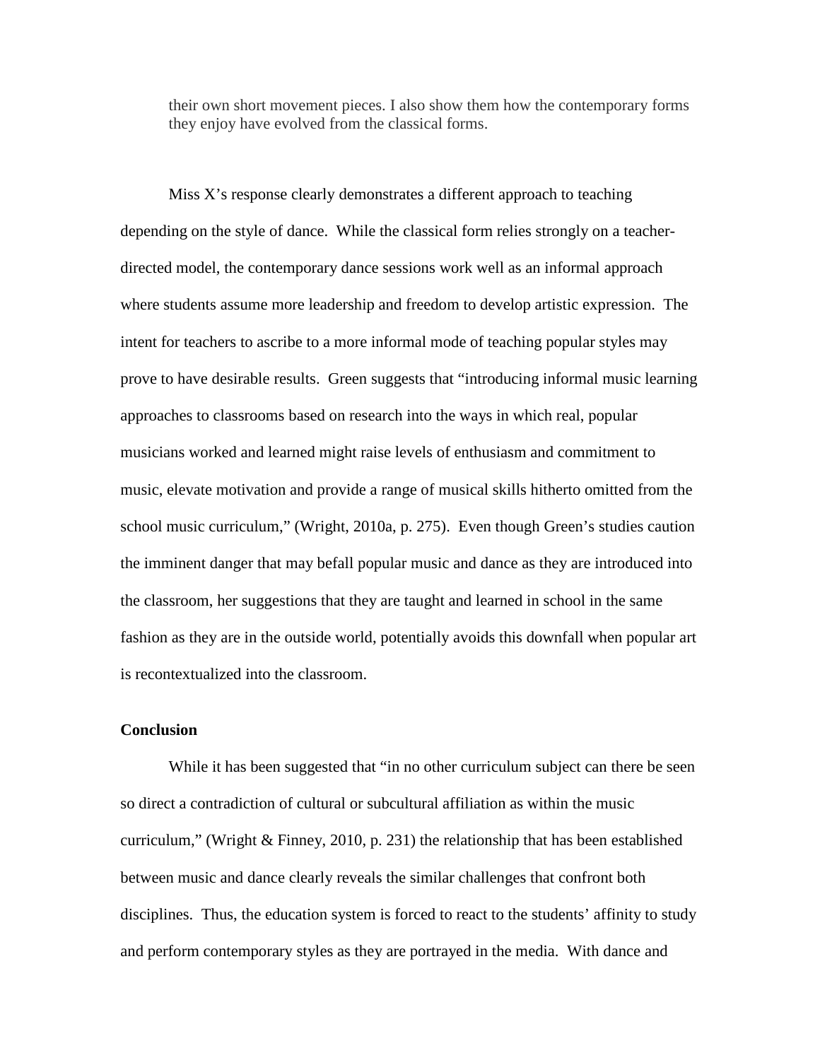> their own short movement pieces. I also show them how the contemporary forms they enjoy have evolved from the classical forms.

Miss X's response clearly demonstrates a different approach to teaching depending on the style of dance. While the classical form relies strongly on a teacher-directed model, the contemporary dance sessions work well as an informal approach where students assume more leadership and freedom to develop artistic expression. The intent for teachers to ascribe to a more informal mode of teaching popular styles may prove to have desirable results. Green suggests that "introducing informal music learning approaches to classrooms based on research into the ways in which real, popular musicians worked and learned might raise levels of enthusiasm and commitment to music, elevate motivation and provide a range of musical skills hitherto omitted from the school music curriculum," (Wright, 2010a, p. 275). Even though Green's studies caution the imminent danger that may befall popular music and dance as they are introduced into the classroom, her suggestions that they are taught and learned in school in the same fashion as they are in the outside world, potentially avoids this downfall when popular art is recontextualized into the classroom.

**Conclusion**

While it has been suggested that "in no other curriculum subject can there be seen so direct a contradiction of cultural or subcultural affiliation as within the music curriculum," (Wright & Finney, 2010, p. 231) the relationship that has been established between music and dance clearly reveals the similar challenges that confront both disciplines. Thus, the education system is forced to react to the students' affinity to study and perform contemporary styles as they are portrayed in the media. With dance and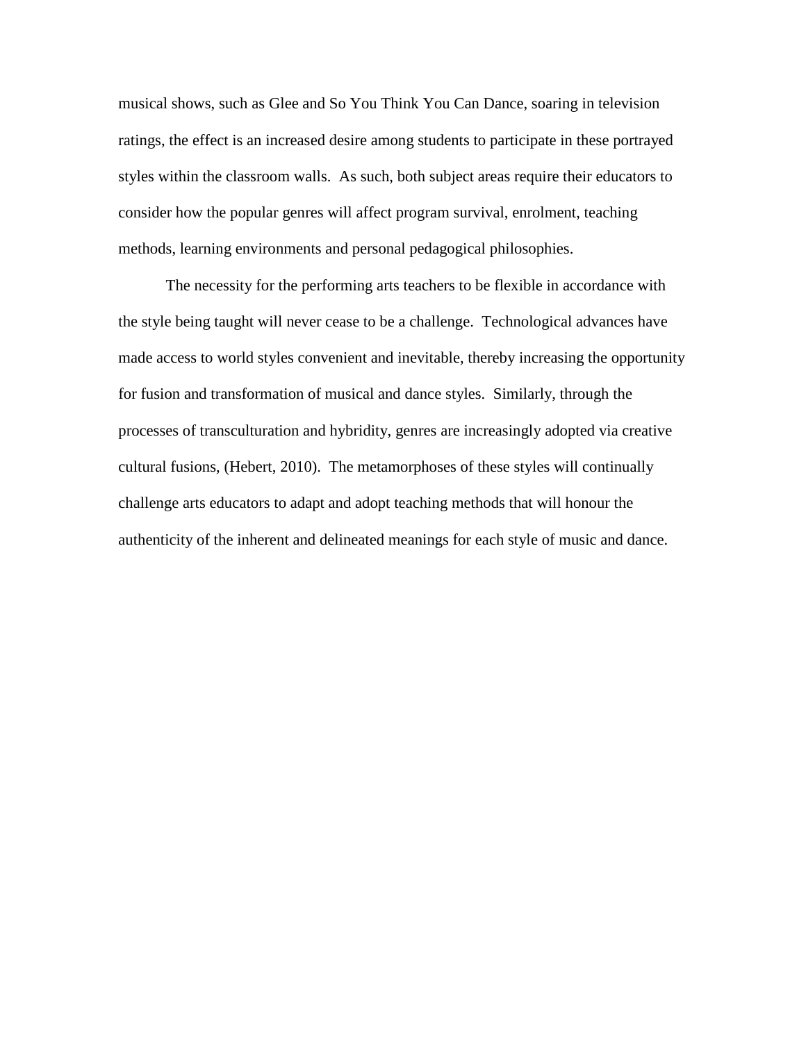musical shows, such as Glee and So You Think You Can Dance, soaring in television ratings, the effect is an increased desire among students to participate in these portrayed styles within the classroom walls. As such, both subject areas require their educators to consider how the popular genres will affect program survival, enrolment, teaching methods, learning environments and personal pedagogical philosophies.

The necessity for the performing arts teachers to be flexible in accordance with the style being taught will never cease to be a challenge. Technological advances have made access to world styles convenient and inevitable, thereby increasing the opportunity for fusion and transformation of musical and dance styles. Similarly, through the processes of transculturation and hybridity, genres are increasingly adopted via creative cultural fusions, (Hebert, 2010). The metamorphoses of these styles will continually challenge arts educators to adapt and adopt teaching methods that will honour the authenticity of the inherent and delineated meanings for each style of music and dance.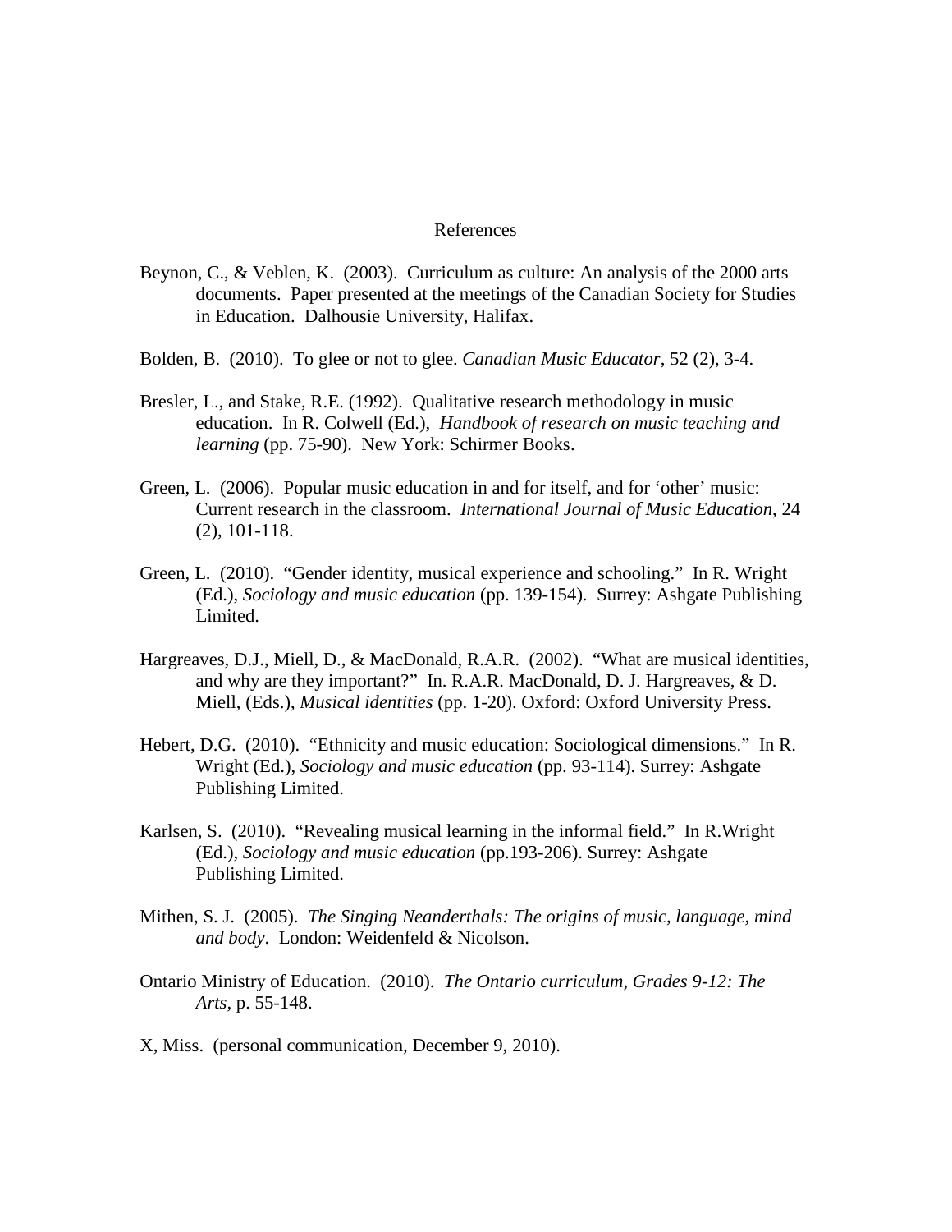# References

Beynon, C., & Veblen, K. (2003). Curriculum as culture: An analysis of the 2000 arts documents. Paper presented at the meetings of the Canadian Society for Studies in Education. Dalhousie University, Halifax.

Bolden, B. (2010). To glee or not to glee. *Canadian Music Educator*, 52 (2), 3-4.

Bresler, L., and Stake, R.E. (1992). Qualitative research methodology in music education. In R. Colwell (Ed.), *Handbook of research on music teaching and learning* (pp. 75-90). New York: Schirmer Books.

Green, L. (2006). Popular music education in and for itself, and for 'other' music: Current research in the classroom. *International Journal of Music Education*, 24 (2), 101-118.

Green, L. (2010). "Gender identity, musical experience and schooling." In R. Wright (Ed.), *Sociology and music education* (pp. 139-154). Surrey: Ashgate Publishing Limited.

Hargreaves, D.J., Miell, D., & MacDonald, R.A.R. (2002). "What are musical identities, and why are they important?" In. R.A.R. MacDonald, D. J. Hargreaves, & D. Miell, (Eds.), *Musical identities* (pp. 1-20). Oxford: Oxford University Press.

Hebert, D.G. (2010). "Ethnicity and music education: Sociological dimensions." In R. Wright (Ed.), *Sociology and music education* (pp. 93-114). Surrey: Ashgate Publishing Limited.

Karlsen, S. (2010). "Revealing musical learning in the informal field." In R.Wright (Ed.), *Sociology and music education* (pp.193-206). Surrey: Ashgate Publishing Limited.

Mithen, S. J. (2005). *The Singing Neanderthals: The origins of music, language, mind and body*. London: Weidenfeld & Nicolson.

Ontario Ministry of Education. (2010). *The Ontario curriculum, Grades 9-12: The Arts,* p. 55-148.

X, Miss. (personal communication, December 9, 2010).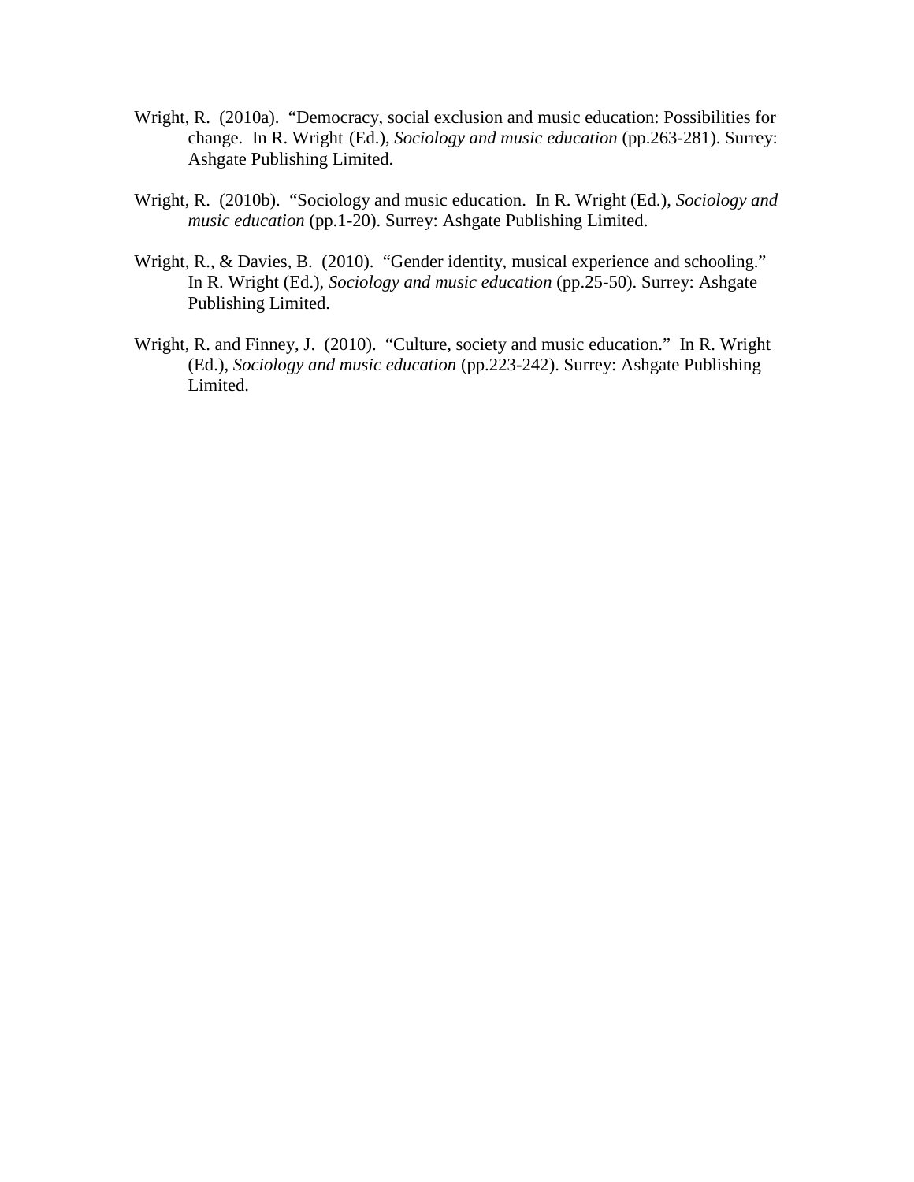Wright, R.  (2010a).  “Democracy, social exclusion and music education: Possibilities for change.  In R. Wright (Ed.), *Sociology and music education* (pp.263-281). Surrey: Ashgate Publishing Limited.

Wright, R.  (2010b).  “Sociology and music education.  In R. Wright (Ed.), *Sociology and music education* (pp.1-20). Surrey: Ashgate Publishing Limited.

Wright, R., & Davies, B.  (2010).  “Gender identity, musical experience and schooling.”  In R. Wright (Ed.), *Sociology and music education* (pp.25-50). Surrey: Ashgate Publishing Limited.

Wright, R. and Finney, J.  (2010).  “Culture, society and music education.”  In R. Wright (Ed.), *Sociology and music education* (pp.223-242). Surrey: Ashgate Publishing Limited.